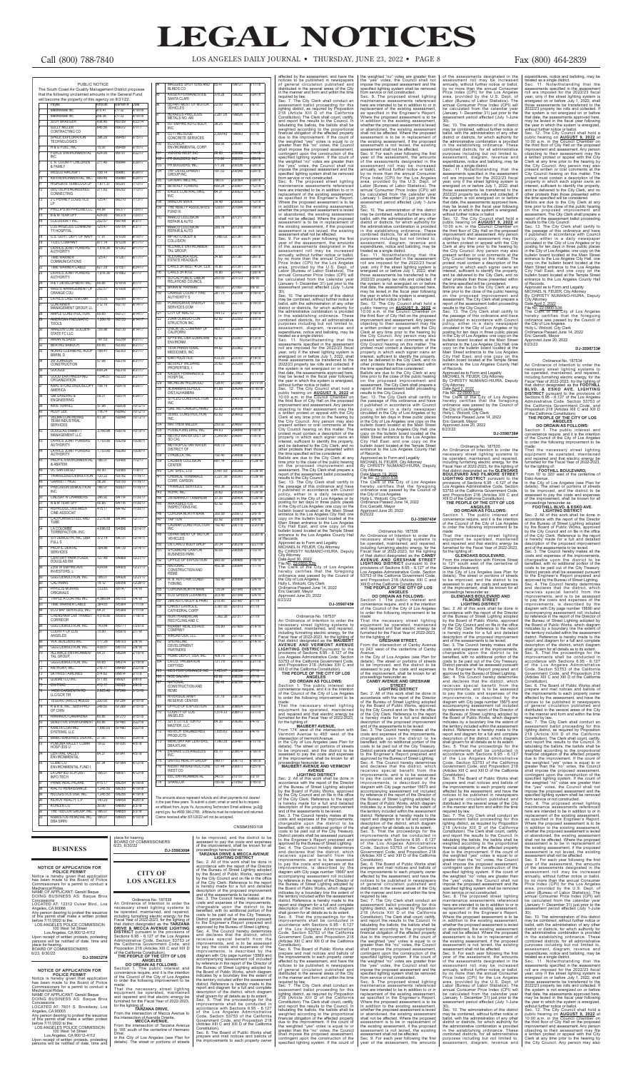PUBLIC NOTICE

The South Coast Air Quality Management District proposes that the following unclaimed amounts in the General Fund will become the property of this agency on 8/31/22.

| Payee | Amount | Check # | Date |
|---|---|---|---|
| WEBBANK | 415.41 | 277132 | 8/19/19 |
| WEBBANK | 305.30 | 277132 | 8/19/19 |
| JUDY BRAEDER | 438.46 | 283799 | 4/23/19 |
| SULLY MILLER CONTRACTING CO | 596.39 | 289072 | 6/11/19 |
| SPACE EXPLORATION TECHNOLOGIES | 396.29 | 289450 | 6/13/19 |
| R & D FUEL, INC. | 5.00 | 289450 | 6/13/19 |
| FORCE ENVIRONMENTAL INC | 429.95 | 290101 | 6/20/19 |
| L. A. COUNTY CHILDREN & FAMILY | 17.48 | 290444 | 6/28/19 |
| REGUS AMORAY | 188.74 | 290881 | 6/28/19 |
| KEYSTONE PARTNERS, INC. | 188.74 | 290881 | 7/01/19 |
| HIGHGATE TIMBERCOVE LP | 1,811.31 | 290281 | 7/12/19 |
| VIDEOPOSTHARD-ENTERED CONNECTING | 273.82 | 290282 | 7/12/19 |
| 212 MARKET LOGISTICS LP | 2.75 | 290338 | 7/12/19 |
| PHILLIPS 66 PIPELINE LLC | 69.80 | 291374 | 7/12/19 |
| B & B TERM OFF | 424.05 | 292378 | 7/23/19 |
| GOLDSMITH INC | 22.57 | 292748 | 8/2/19 |
| LOS ANGELES COMMUNITY HOSPITAL | 2.75 | 293154 | 8/2/19 |
| U.S. NAVY, DEPT OF NAVY | 17.87 | 293289 | 8/13/19 |
| FLEET COMPANY | 671.14 | 293289 | 8/13/19 |
| LA PLUS POWER AUTHORITY | 1,816.38 | 293824 | 8/23/19 |
| AT&T WIRELESS COMMUNICATIONS | 25.47 | 294267 | 8/24/19 |
| TIME WARNER CABLE | 621.25 | 291851 | 8/24/19 |
| LA PLUS JOINT POWERS AUTHORITY | 1,816.38 | 291882 | 8/24/19 |
| AT & T DEVELOPMENT, INC | 25.50 | 291918 | 9/21/19 |
| WASTE MANAGEMENT OF ORANGE CO | 69.75 | 292150 | 9/21/19 |
| LA PLUS POWER AUTHORITY | 183.15 | 292094 | 9/24/19 |
| CONTAINER MANAGEMENT GROUP LL | 5,152.75 | 292110 | 9/24/19 |
| APPLE CONSTRUCTION | 69.85 | 292121 | 9/24/19 |
| AMERICAN AIR & WATER TOOLS | 76.50 | 292158 | 9/26/19 |
| VERIZON CAR GOLDEN STATE FC LLC | 25.04 | 292298 | 9/26/19 |
| WARREN DAVIS | 181.02 | 292309 | 9/26/19 |
| BEATRIZ BARUCH | 69.85 | 292309 | 9/27/19 |
| NORA'S CLEANERS, AGUIP BARIN, D | 183.41 | 292309 | 9/27/19 |
| SW JOHNSON CONSTRUCTION | 37.86 | 292318 | 9/27/19 |
| GOOGLE | 559.74 | 292318 | 9/27/19 |
| QUICK SERVING FIRE PROTECTION | 1,795.45 | 292325 | 9/27/19 |
| AIRE STORE BROOKSLOPE AMERICA | 186.14 | 292418 | 9/29/19 |
| SAF GRADING & ENGINEERING | 29.27 | 292514 | 9/29/19 |
| TORG SERRA | 57.98 | 292828 | 10/1/19 |
| ROOF LEE | 118.74 | 292842 | 10/1/19 |
| VECTRA CONTRACTING TEAM INDUSTRIAL SERVICES | 61.28 | 292848 | 10/1/19 |
| DOUGLAS EMMETT MANAGEMENT LLC | 5,766.56 | 292876 | 10/10/19 |
| LA PLUS JOINT POWERS AUTHORITY | 1,753.56 | 293264 | 10/28/19 |
| LA PLUS JOINT POWERS AUTHORITY | 1,753.56 | 293264 | 10/28/19 |
| PACIFIC ENVIRONMENTAL & WATER | 77.40 | 293376 | 11/07/19 |
| OC SANITATION | 46.80 | 293380 | 11/07/19 |
| PACIFIC ALLIED DEMOLITION INC | 1,043.83 | 293399 | 11/07/19 |
| GARRETT HAGE | 56.28 | 293402 | 11/08/19 |
| PRO SAN CONSTRUCTION INC | 21.68 | 293427 | 11/08/19 |
| LINCOLN W CHAMBERS | 249.32 | 294104 | 11/26/19 |
| B & B TERM OFF | 66.85 | 294136 | 11/26/19 |
| PARAMOUNT PICTURES CINE ASSOCIAT | 9.25 | 294172 | 11/26/19 |
| CALIFORNIA STEEL AND TUBE | 2,278.08 | 294346 | 12/11/19 |
| LA COLOMBE TORREFACTION, INC | 4,696.63 | 294686 | 12/14/19 |
| WESTERN ELECTRIC INC DBA FULL E | 212.74 | 294721 | 12/14/19 |
| PACIFIC DENTAL SERVICES | 134.06 | 294723 | 12/14/19 |
| CENTURY PARK PLAZA DOUGLAS EM | 277.46 | 294869 | 12/21/19 |
| LA III EMPIRE AVE INVESTORS, L | 104.64 | 294903 | 12/21/19 |
| CALIFORNIA INC | 180.07 | 294928 | 12/21/19 |
| CALTRANS | 18.12 | 295288 | 12/28/19 |
| TRUST WORKS ORIGINALS | 25.08 | 295256 | 12/31/19 |
| TRIPLE A COATING INC | 1,066.94 | 295113 | 1/4/20 |
| TIME WARNER CABLE | 39.65 | 295304 | 1/11/20 |
| ACCENT SERVICES, INC | 84.31 | 295388 | 1/11/20 |
| CRENSHAW LAX TRANSIT CORRIDOR | 1,062.97 | 295418 | 1/11/20 |
| SHINMAN CONSTRUCTION INC | 74.64 | 295771 | 1/29/20 |
| COUNTY OF LOS ANGELES | 15.80 | 295975 | 2/7/20 |
| W.K. BUILDERS INC | 177.26 | 296102 | 2/18/20 |
| VALCO EQUIPMENT, INC | 40.35 | 296186 | 2/18/20 |
| ALLIANCE ENVIRONMENTAL GROUP | 94.21 | 296204 | 2/18/20 |
| CASS CONSTRUCTION, INC | 108.07 | 296261 | 2/25/20 |
| ANTHONY, INC | 26.93 | 296354 | 2/25/20 |
| SKYWEST AIRLINES | 374.82 | 296491 | 3/4/20 |
| LA NINETUO INC | 17.65 | 296563 | 3/4/20 |
| CW PACIFIC | 475.17 | 296993 | 3/24/20 |
| AMERICAN BLENDED AB LLC DBA TRI | 2,532.48 | 297349 | 3/31/20 |
| TESORO CARSON REFINERY | 202.07 | 297326 | 3/31/20 |
| R & R AUTO CARCARE OF CHINO | 200.00 | 297369 | 3/31/20 |
| PROMOIS CAMARENA | 80.65 | 297370 | 3/31/20 |
| SERVICE ENVIRONMENTAL INC | 80.36 | 297465 | 3/31/20 |
| NORTHROP GRUMMAN SYSTEMS, LLC | 1,393.03 | 297494 | 3/31/20 |
| SIMBO MEHARBAN SIDHU, DBA GRAND | 27.00 | 297639 | 4/11/20 |
| POMONA VALLEY COMM HOSP (ESI UN | 17.02 | 297935 | 4/19/20 |
| CENTRAL VALLEY ENVIRONMENTAL | 84.31 | 297941 | 4/19/20 |
| CLIMECO ENVIRONMENTAL FUND I | 81.34 | 297994 | 4/19/20 |
| LA CHURCH OF CHRIST INFO TECH | 180.07 | 298191 | 4/25/20 |
| PRIME HEALTHCARE | 41.67 | 298324 | 4/16/20 |
| VALTO RESOURCES | 71.57 | 298329 | 4/16/20 |
| RECOLOGY LOS ANGELES | 120.00 | 298341 | 4/16/20 |
| CITY OF AZUSA | 20.00 | 298454 | 4/16/20 |
| KORDA MOTORS, INC | 41.65 | 298592 | 4/30/20 |
| THIRTY FIVE HOLDINGS, INC | 20.00 | 298605 | 5/1/20 |
| HOWE INC | 101.17 | 298638 | 5/1/20 |
| THE VESTOR GROUP INC | 199.07 | 298655 | 5/1/20 |
| SANITORIA SERVICES, INC | 188.88 | 298656 | 5/1/20 |
| DBA SPIRI | | | |
| MIRAGE SHUTTERS AND BLINDS CO | 29.41 | 298791 | 5/11/20 |
| KAISER PERMANENTE SANTA CLARA | 219.28 | 298826 | 5/14/20 |
| DEPARTMENT OF MOTOR VEHICLES | 22.00 | 298978 | 5/14/20 |
| TERRACE PRECIOUS METALS NO. 148 | 2,281.06 | 299025 | 5/14/20 |
| 1ST EMPIRE AUTO BODY, INC | 28.22 | 299085 | 5/14/20 |
| COTT RELEDGE CONCRETE SERVICES | 2,329.64 | 299086 | 5/14/20 |
| ECOTEK ENVIRONMENTAL CORP. | 8.98 | 299141 | 5/14/20 |
| AEGON AUTO SALES & SERVICE, INC | 78.65 | 299153 | 5/14/20 |
| VISTA INSURANCE SOLUTIONS | 65.15 | 299169 | 5/14/20 |
| THE TURNER BUILDERS, INC | 177.56 | 299183 | 5/14/20 |
| THE DEVELOPMENT GROUP, INC | 181.52 | 299344 | 5/14/20 |
| C.R. AUTOMOTIVE INC | 180.07 | 299383 | 5/14/20 |
| STONEFORD ASSOCIATES | 900.47 | 299491 | 6/10/20 |
| EAGLE CONTRACTING, INC | 84.21 | 299623 | 6/10/20 |
| AMAZON STAX | 38.40 | 299624 | 6/10/20 |
| THE RELIANCE ASSOCIATES FUND III | 37.95 | 299634 | 6/17/20 |
| PANCO COLLISION REPAIR & AUTO | 299.16 | 299700 | 6/24/20 |
| GARCIA & AUTO REPAIR & AUTO | 299.16 | 299700 | 6/24/20 |
| WPM COUNTY COLLISION | 1,369.02 | 299744 | 6/24/20 |
| LA CARDINAL ENVIRONMENTAL GROUP | 23.65 | 299784 | 6/24/20 |
| ALLIANCE INTERNATIONAL ESTATE HOLDINGS | 24.65 | 299790 | 6/24/20 |
| INTERFORTE RAIN PVA, LTA | 18.84 | 299837 | 6/24/20 |
| CARLS JR #180 | 18.80 | 299843 | 6/24/20 |
| ATLANTIC OFFICE CURE | 350.50 | 299874 | 6/24/20 |
| WEST ENVIRONMENTAL SERVICES | 180.07 | 299892 | 6/29/20 |
| MARIA O. ROMAN | 175.89 | 299923 | 6/29/20 |
| ORANGE COUNTY FIRE AUTHORITY | 19.21 | 299974 | 7/1/20 |
| PORSHAW'S ENERGY SERVICES CORP | 133.56 | 300171 | 7/15/20 |
| CITY OF AZTEC | 144.12 | 300221 | 7/15/20 |
| ASPHALT PAVING CONSTRUCTION INC | 64.95 | 300346 | 7/20/20 |
| AIR RESOURCES BOARD, STATE OF CALIFORN | 12.11 | 300531 | 7/28/20 |
| AMERICAN GUARDIAN ENVIRON | 51.15 | 300556 | 7/31/20 |
| PROVIDENCE HOLY CROSS MEDICAL CTR | 64.52 | 300566 | 7/31/20 |
| ENVIROMENTAL MEDICINES, INC | 60.11 | 300576 | 7/31/20 |
| WESTMONT OIL CO. | 86.20 | 300629 | 7/31/20 |
| BEVERLY HILLS PROPERTIES, L | 20.00 | 300728 | 8/3/20 |
| KAISER PERMANENTE SANTA ANA | 336.26 | 300845 | 8/3/20 |
| CARBON HOLDINGS | 57.08 | 300858 | 8/3/20 |
| MCKENZIE RECOMMENDS | 123.27 | 300890 | 8/3/20 |
| WILSHIRE PARK GUARD | 10.00 | 300894 | 8/3/20 |
| PACIFIC MEDICAL SCHOOL DIST/LAWSBRA | 81.58 | 300896 | 8/3/20 |
| ALL-STATE COLLISION CENTER | 53.23 | 300911 | 8/3/20 |
| RELIABLE SERVICES, INC | 0.12 | 300918 | 8/3/20 |
| JEWEL CONTRACTING INC | 56.12 | 300974 | 8/3/20 |
| SPRING GREEN FORKS | 52.90 | 301034 | 8/10/20 |
| MATTHEW WALKER | 250.00 | 301046 | 8/10/20 |
| PACIFIC WELDING, INC | 44.61 | 301048 | 8/10/20 |
| METRO PAVING CO OF SO CAL | 2,408.07 | 301061 | 8/10/20 |
| METROPOLITAN WATER DISTRICT OF | 496.18 | 301109 | 8/10/20 |
| LA PLUS JV, INC | 132.16 | 301187 | 8/10/20 |
| CALDWELL COLLISION CENTER | 891.28 | 301212 | 8/10/20 |
| CAR SPEC, LTD | 2,467.65 | 301236 | 8/10/20 |
| PACIFIC TERMINALS CORP, CARSON | 438.63 | 301240 | 8/10/20 |
| CHINO'S SHEET METAL SERVICES | 400.98 | 301364 | 8/10/20 |
| TORK, INC | 20.00 | 301375 | 8/10/20 |
| TRI-MARRIOTT AMERICA | 1,101.05 | 301459 | 8/16/20 |
| ARCADE DISTRIBUTIONS | 1.10 | 301506 | 8/16/20 |
| HERTZ ENTERPRISES, INC | 22.38 | 301590 | 8/16/20 |
| CORONA NORTH MAIN | 300.39 | 301613 | 8/16/20 |
| CARSON PACIFIC INC | 300.39 | 301617 | 8/16/20 |
| DEPARTMENT OF MOTOR VEHICLES | 180.40 | 301702 | 8/30/20 |
| TECHMARK CORP INSPECTIONS | 30.15 | 301719 | 8/30/20 |
| GREENWAY RESTAURANT GROUP | 59.64 | 301726 | 8/30/20 |
| SCRIPPS FREEDOM ROADS | 14.89 | 301848 | 8/30/20 |
| LA PLUS/CLARK SHOP | 30.24 | 301854 | 8/30/20 |
| JTAC CONSTRUCTION BUSINESS PARK | 50.00 | 301896 | 8/30/20 |
| CENTURY OF EXPOSITIONS | 890.00 | 301932 | 8/30/20 |
| NATIONAL CONSTRUCTION AND REME | 490.95 | 302149 | 9/3/20 |
| CAS SERVICES INC | 180.40 | 302168 | 9/3/20 |
| REVOLUTIONARY LIGHTING | 39.24 | 302220 | 9/3/20 |
| CALIFORNIA ECOSYSTEMS | 40.52 | 302230 | 9/3/20 |
| ECO GREEN CLEANERS | 20.40 | 302314 | 9/10/20 |
| ERS AUTO BODY & PAINT | 278.10 | 302322 | 9/10/20 |
| ST. PAUL'S CATHOLIC CATHEDRAL CORP | 1,391.65 | 302344 | 9/10/20 |
| NORTH AMERICAN RECYCLING AND G | 1,352.28 | 302417 | 9/10/20 |
| CONTRACT EXPLOSIVES COMPANY | 150.91 | 302490 | 9/10/20 |
| AMERICA USA, LLC | 121.56 | 302533 | 9/10/20 |
| SPRINGLINE DEVELOPMENT PARTNERS | 53.22 | 302544 | 9/10/20 |
| VERTICAL USA, INC | 406.19 | 302756 | 9/10/20 |
| CIVIC FOUNDATION | 191.79 | 302970 | 9/10/20 |
| MERCHANT ENVIRONMENT | 65.10 | 302985 | 9/10/20 |
| MED PERFORMANCE INC | 1,152.07 | 303006 | 9/10/20 |
| SUNBLAST NATIONAL CONSTRUCTION AND REME | 1,026.47 | 303007 | 9/10/20 |
| WESTRIDGE ARMY RESERVE CENTER | 131.18 | 303138 | 9/10/20 |
| CITY OF SANTA MONICA | 130.00 | 303251 | 9/17/20 |
| COUNTY OF LOS ANGELES | 1,374.23 | 303279 | 9/17/20 |
| 22ND ST, INC | 34.20 | 303286 | 9/17/20 |
| GLENDALE MASTER, LLC | 0.10 | 303296 | 9/17/20 |
| AMERICAN CONTRACTORS FOR ASBESTOS | 1,633.63 | 303344 | 9/17/20 |
| AIR RESOURCES BOARD | 1,190.95 | 303360 | 9/17/20 |
| MARINE SHEARER | 77.41 | 303384 | 9/17/20 |
| LUNETTE NO. 1 INC | 10.38 | 303475 | 9/23/20 |
| UNITED HEALTH GROUP | 180.71 | 303476 | 9/23/20 |
| PEBBLECREEK ENVIRONMENTAL | 70.00 | 303482 | 9/23/20 |
| COUNTY OF LOS ANGELES | 91.64 | 303707 | 9/30/20 |
| LA CITY, NEW MERA CALIFORNIA | 42.12 | 303746 | 9/30/20 |
| SPARTON | 135.08 | 303759 | 9/30/20 |

The amounts above represent refunds and other payments not cleared in the past three years. To submit a claim, email or send fax to request an affidavit from Joyce Yu, Accounting Services. Email address: jyu@aqmd.gov, fax #909-396-2785. Affidavits must be notarized and returned. Claims received after 8/31/2022 will not be accepted.

CNS#3593108

## BUSINESS

### NOTICE OF APPLICATION FOR POLICE PERMIT

Notice is hereby given that application has been made to the Board of Police Commissioners for a permit to conduct a Mechanical Ride.

NAME OF APPLICANT: Gerald Baque
DOING BUSINESS AS: Baque Bros Concessions
LOCATED AT: 12312 Culver Blvd., Los Angeles, CA 90066.

Any person desiring to protest the issuance of this permit shall make a written protest before 7/11/2022 to the:

LOS ANGELES POLICE COMMISSION
100 West 1st Street
Los Angeles, CA 90012-4112

Upon receipt of written protest, protesting persons will be notified of date, time and place for hearing.

BOARD OF COMMISSIONERS
6/23, 6/30/22
DJ-3598327#

### NOTICE OF APPLICATION FOR POLICE PERMIT

Notice is hereby given that application has been made to the Board of Police Commissioners for a permit to conduct a Mechanical Ride.

NAME OF APPLICANT: Gerald Baque
DOING BUSINESS AS: Baque Bros Concessions
LOCATED AT: 7601 S. Broadway, Los Angeles, CA 90003.

Any person desiring to protest the issuance of this permit shall make a written protest before 7/11/2022 to the:

LOS ANGELES POLICE COMMISSION
100 West 1st Street
Los Angeles, CA 90012-4112

Upon receipt of written protest, protesting persons will be notified of date, time and place for hearing.

BOARD OF COMMISSIONERS
6/23, 6/30/22
DJ-3598300#

## CITY OF LOS ANGELES

### Ordinance No. 187538

An Ordinance of Intention to order the necessary street lighting systems to be operated, maintained, and repaired, including furnishing electric energy, for the Fiscal Year of 2022-2023, for the lighting of that district designated as the **TARZANA DRIVE & MECCA AVENUE LIGHTING DISTRICT** pursuant to the provisions of Sections 6-95 - 6-127 of the Los Angeles Administrative Code, Section 53753 of the California Government Code, and Proposition 218 (Articles XIII C and XIII D of the California Constitution).

**THE PEOPLE OF THE CITY OF LOS ANGELES DO ORDAIN AS FOLLOWS:**

Section 1. The public interest and convenience require, and it is the intention of the Council of the City of Los Angeles to order the following improvement to be made:

That the necessary street lighting equipment be operated, maintained and repaired and that electric energy be furnished for the Fiscal Year of 2022-2023, for the lighting of:

**TARZANA DRIVE,**
From the intersection of Mecca Avenue to the intersection of Amestoy Avenue,
**MECCA AVENUE,**
From the intersection of Tarzana Drive to 165' south of the centerline of Tarzana Drive,

in the City of Los Angeles (see Plan for details). The street or portions of streets to be improved, and the district to be assessed to pay the costs and expenses of the improvement, shall be known for all proceedings hereunder as:

**TARZANA DRIVE & MECCA AVENUE LIGHTING DISTRICT**

Sec. 2. All of the work shall be done in accordance with the report of the Director of the Bureau of Street Lighting adopted by the Board of Public Works, approved by the City Council and on file in the office of the City Clerk. Reference to the report is hereby made for a full and detailed description of the proposed improvement and of the assessments to be levied.

Sec. 3. The Council hereby makes all the costs and expenses of the improvements, the engineered cost, chargeable upon the district to be benefited, with no additional portion of the costs to be paid out of the City Treasury. District parcels shall be assessed pursuant to the Engineer's Report prepared and approved by the Bureau of Street Lighting.

Sec. 4. The Council hereby determines and declares that the district, which receives special benefit from the improvements, and is to be assessed to pay the costs and expenses of the improvements, is described by the diagram with City page number 15659 and accompanying assessment roll included by reference in the report of the Director of the Bureau of Street Lighting adopted by the Board of Public Works, which diagram indicates by a boundary line the extent of the territory included within the assessment district. Reference is hereby made to the report and diagram for a full and complete description of the district, which diagram shall govern for all details as to its extent.

Sec. 5. That the proceedings for the improvements shall be conducted in accordance with Sections 6-95 - 6-127 of the Los Angeles Administrative Code, Section 53753 of the California Government Code, and Proposition 218 (Articles XIII C and XIII D of the California Constitution).

Sec. 6. The Board of Public Works shall prepare and mail notices and ballots of the improvements to each property owner affected by the assessment, and have the notices to be published in newspapers of general circulation published and distributed in the several areas of the City in the manner and form and within the time required by law.

Sec. 7. The City Clerk shall conduct an assessment ballot proceeding for this lighting district, as required by Proposition 218 (Article XIII D of the California Constitution). The Clerk shall count, certify and report the results to the Council. In tabulating the ballots, the ballots shall be weighted according to the proportional financial obligation of the affected property due to the improvement. If the count of the weighted "yes" votes is equal to or greater than the "no" votes, the Council shall impose the proposed assessment, contingent upon the construction of the specified lighting system. If the count of the weighted "no" votes are greater than the "yes" votes, the Council shall not impose the proposed assessment and the specified lighting system shall be removed from service or not constructed.

Sec. 8. The proposed street lighting maintenance assessments referenced here are intended to be in addition to or in replacement of the existing assessment as specified in the Engineer's Report. Where the proposed assessment is to be in addition to the existing assessment, whether the proposed assessment is levied or abandoned, the existing assessment shall not be affected. Where the proposed assessment is to be in replacement of the existing assessment, if the proposed assessment is not levied, the existing assessment shall not be affected.

Sec. 9. For each year following the first year of the assessment, the amounts of the assessments designated in the assessment roll may be increased annually, without further notice or ballot, by no more than the annual Consumer Price Index (CPI) for the Los Angeles area, provided by the U.S. Dept. of Labor (Bureau of Labor Statistics). The annual Consumer Price Index (CPI) will be calculated from the calendar year (January 1- December 31) just prior to the assessment period affected (July 1- June 30).

Sec. 10. The administration of this district may be combined, without further notice or ballot, with the administration of any other district or districts, for which authority for the administrative combination is provided in the establishing ordinance. These combined districts, for all administrative purposes including but not limited to, assessment, diagram, revenue and expenditures, notice and balloting, may be treated as a single district.

Sec. 11. Notwithstanding that the assessments specified in the assessment roll are imposed for the 2022/23 fiscal year, only if the street lighting system is energized on or before July 1, 2022, shall those assessments be transferred to the 2022/23 property tax rolls and collected. If the system is not energized on or before that date, the assessments approved here, may be levied in the fiscal year following the year in which the system is energized, without further notice or ballot.

Sec. 12. The City Council shall hold a public hearing on **AUGUST 9, 2022** at 10:00 a.m. in the Council Chamber on the third floor of City Hall on the proposed improvement and assessment. Any person objecting to their assessment may file a written protest or appear with the City Clerk at any time prior to the hearing by the City Council. Any person may also present written or oral comments at the City Council hearing on the matter. The protest must contain a description of the property in which each signer owns an interest, sufficient to identify the property, and be delivered to the City Clerk, and no other protests than those presented within the time specified will be considered.

Ballots are due to the City Clerk at any time prior to the close of the public hearing on the proposed improvement and assessment. The City Clerk shall prepare a report of the assessment ballot proceeding results to the City Council.

Sec. 13. The City Clerk shall certify to the passage of this ordinance and have it published in accordance with Council policy, either in a daily newspaper circulated in the City of Los Angeles or by posting for ten days in three public places in the City of Los Angeles: one copy on the bulletin board located at the Main Street entrance to the Los Angeles City Hall; one copy on the bulletin board located at the Main Street entrance to the Los Angeles City Hall East; and one copy on the bulletin board located at the Temple Street entrance to the Los Angeles County Hall of Records.

Approved as to Form and Legality
MICHAEL N. FEUER, City Attorney
By CHRISTY NUMANO-HIURA, Deputy City Attorney
Date April 22, 2022
File No. 22-0000-S32

The Clerk of the City of Los Angeles hereby certifies that the foregoing ordinance was passed by the Council of the City of Los Angeles.
Holly L. Wolcott, City Clerk
Ordinance Passed June 14, 2022
Eric Garcetti, Mayor
Approved June 20, 2022
6/23/22

DJ-3598745#

### Ordinance No. 187537

An Ordinance of Intention to order the necessary street lighting systems to be operated, maintained, and repaired, including furnishing electric energy, for the Fiscal Year of 2022-2023, for the lighting of that district designated as the **MAUBERT AVENUE AND VERMONT AVENUE LIGHTING DISTRICT** pursuant to the provisions of Sections 6-95 - 6-127 of the Los Angeles Administrative Code, Section 53753 of the California Government Code, and Proposition 218 (Articles XIII C and XIII D of the California Constitution).

**THE PEOPLE OF THE CITY OF LOS ANGELES DO ORDAIN AS FOLLOWS:**

Section 1. The public interest and convenience require, and it is the intention of the Council of the City of Los Angeles to order the following improvement to be made:

That the necessary street lighting equipment be operated, maintained and repaired and that electric energy be furnished for the Fiscal Year of 2022-2023, for the lighting of:

**MAUBERT AVENUE,**
From the intersection with Vermont Avenue to 465' west of the intersection of Vermont Avenue,

in the City of Los Angeles (see Plan for details). The street or portions of streets to be improved, and the district to be assessed to pay the costs and expenses of the improvement, shall be known for all proceedings hereunder as:

**MAUBERT AVENUE AND VERMONT AVENUE LIGHTING DISTRICT**

Sec. 2. All of the work shall be done in accordance with the report of the Director of the Bureau of Street Lighting adopted by the Board of Public Works, approved by the City Council and on file in the office of the City Clerk. Reference to the report is hereby made for a full and detailed description of the proposed improvement and of the assessments to be levied.

Sec. 3. The Council hereby makes all the costs and expenses of the improvements, the engineered cost, chargeable upon the district to be benefited, with no additional portion of the costs to be paid out of the City Treasury. District parcels shall be assessed pursuant to the Engineer's Report prepared and approved by the Bureau of Street Lighting.

Sec. 4. The Council hereby determines and declares that the district, which receives special benefit from the improvements, and is to be assessed to pay the costs and expenses of the improvements, is described by the diagram with City page number 15673 and accompanying assessment roll included by reference in the report of the Director of the Bureau of Street Lighting adopted by the Board of Public Works, which diagram indicates by a boundary line the extent of the territory included within the assessment district. Reference is hereby made to the report and diagram for a full and complete description of the district, which diagram shall govern for all details as to its extent.

Sec. 5. That the proceedings for the improvements shall be conducted in accordance with Sections 6-95 - 6-127 of the Los Angeles Administrative Code, Section 53753 of the California Government Code, and Proposition 218 (Articles XIII C and XIII D of the California Constitution).

Sec. 6. The Board of Public Works shall prepare and mail notices and ballots of the improvements to each property owner affected by the assessment, and have the notices to be published in newspapers of general circulation published and distributed in the several areas of the City in the manner and form and within the time required by law.

Sec. 7. The City Clerk shall conduct an assessment ballot proceeding for this lighting district, as required by Proposition 218 (Article XIII D of the California Constitution). The Clerk shall count, certify and report the results to the Council. In tabulating the ballots, the ballots shall be weighted according to the proportional financial obligation of the affected property due to the improvement. If the count of the weighted "yes" votes is equal to or greater than the "no" votes, the Council shall impose the proposed assessment, contingent upon the construction of the specified lighting system. If the count of the weighted "no" votes are greater than the "yes" votes, the Council shall not impose the proposed assessment and the specified lighting system shall be removed from service or not constructed.

Sec. 8. The proposed street lighting maintenance assessments referenced here are intended to be in addition to or in replacement of the existing assessment as specified in the Engineer's Report. Where the proposed assessment is to be in addition to the existing assessment, whether the proposed assessment is levied or abandoned, the existing assessment shall not be affected. Where the proposed assessment is to be in replacement of the existing assessment, if the proposed assessment is not levied, the existing assessment shall not be affected.

Sec. 9. For each year following the first year of the assessment, the amounts of the assessments designated in the assessment roll may be increased annually, without further notice or ballot, by no more than the annual Consumer Price Index (CPI) for the Los Angeles area, provided by the U.S. Dept. of Labor (Bureau of Labor Statistics). The annual Consumer Price Index (CPI) will be calculated from the calendar year (January 1- December 31) just prior to the assessment period affected (July 1- June 30).

Sec. 10. The administration of this district may be combined, without further notice or ballot, with the administration of any other district or districts, for which authority for the administrative combination is provided in the establishing ordinance. These combined districts, for all administrative purposes including but not limited to, assessment, diagram, revenue and expenditures, notice and balloting, may be treated as a single district.

Sec. 11. Notwithstanding that the assessments specified in the assessment roll are imposed for the 2022/23 fiscal year, only if the street lighting system is energized on or before July 1, 2022, shall those assessments be transferred to the 2022/23 property tax rolls and collected. If the system is not energized on or before that date, the assessments approved here, may be levied in the fiscal year following the year in which the system is energized, without further notice or ballot.

Sec. 12. The City Council shall hold a public hearing on **AUGUST 9, 2022** at 10:00 a.m. in the Council Chamber on the third floor of City Hall on the proposed improvement and assessment. Any person objecting to their assessment may file a written protest or appear with the City Clerk at any time prior to the hearing by the City Council. Any person may also present written or oral comments at the City Council hearing on the matter. The protest must contain a description of the property in which each signer owns an interest, sufficient to identify the property, and be delivered to the City Clerk, and no other protests than those presented within the time specified will be considered.

Ballots are due to the City Clerk at any time prior to the close of the public hearing on the proposed improvement and assessment. The City Clerk shall prepare a report of the assessment ballot proceeding results to the City Council.

Sec. 13. The City Clerk shall certify to the passage of this ordinance and have it published in accordance with Council policy, either in a daily newspaper circulated in the City of Los Angeles or by posting for ten days in three public places in the City of Los Angeles: one copy on the bulletin board located at the Main Street entrance to the Los Angeles City Hall; one copy on the bulletin board located at the Main Street entrance to the Los Angeles City Hall East; and one copy on the bulletin board located at the Temple Street entrance to the Los Angeles County Hall of Records.

Approved as to Form and Legality
MICHAEL N. FEUER, City Attorney
By CHRISTY NUMANO-HIURA, Deputy City Attorney
Date April 22, 2022
File No. 22-0000-S32

The Clerk of the City of Los Angeles hereby certifies that the foregoing ordinance was passed by the Council of the City of Los Angeles.
Holly L. Wolcott, City Clerk
Ordinance Passed June 14, 2022
Eric Garcetti, Mayor
Approved June 20, 2022
6/23/22

DJ-3598743#

### Ordinance No. 187536

An Ordinance of Intention to order the necessary street lighting systems to be operated, maintained, and repaired, including furnishing electric energy, for the Fiscal Year of 2022-2023, for the lighting of that district designated as the **CANBY AVENUE AND GRESHAM STREET LIGHTING DISTRICT** pursuant to the provisions of Sections 6-95 - 6-127 of the Los Angeles Administrative Code, Section 53753 of the California Government Code, and Proposition 218 (Articles XIII C and XIII D of the California Constitution).

**THE PEOPLE OF THE CITY OF LOS ANGELES DO ORDAIN AS FOLLOWS:**

Section 1. The public interest and convenience require, and it is the intention of the Council of the City of Los Angeles to order the following improvement to be made:

That the necessary street lighting equipment be operated, maintained and repaired and that electric energy be furnished for the Fiscal Year of 2022-2023, for the lighting of:

**GRESHAM STREET,**
From the intersection of Canby Avenue to 247' west of the intersection of Canby Avenue,

in the City of Los Angeles (see Plan for details). The street or portions of streets to be improved, and the district to be assessed to pay the costs and expenses of the improvement, shall be known for all proceedings hereunder as:

**CANBY AVENUE AND GRESHAM STREET LIGHTING DISTRICT**

Sec. 2. All of the work shall be done in accordance with the report of the Director of the Bureau of Street Lighting adopted by the Board of Public Works, approved by the City Council and on file in the office of the City Clerk. Reference to the report is hereby made for a full and detailed description of the proposed improvement and of the assessments to be levied.

Sec. 3. The Council hereby makes all the costs and expenses of the improvements, the engineered cost, chargeable upon the district to be benefited, with no additional portion of the costs to be paid out of the City Treasury. District parcels shall be assessed pursuant to the Engineer's Report prepared and approved by the Bureau of Street Lighting.

Sec. 4. The Council hereby determines and declares that the district, which receives special benefit from the improvements, and is to be assessed to pay the costs and expenses of the improvements, is described by the diagram with City page number 15674 and accompanying assessment roll included by reference in the report of the Director of the Bureau of Street Lighting adopted by the Board of Public Works, which diagram indicates by a boundary line the extent of the territory included within the assessment district. Reference is hereby made to the report and diagram for a full and complete description of the district, which diagram shall govern for all details as to its extent.

Sec. 5. That the proceedings for the improvements shall be conducted in accordance with Sections 6-95 - 6-127 of the Los Angeles Administrative Code, Section 53753 of the California Government Code, and Proposition 218 (Articles XIII C and XIII D of the California Constitution).

Sec. 6. The Board of Public Works shall prepare and mail notices and ballots of the improvements to each property owner affected by the assessment, and have the notices to be published in newspapers of general circulation published and distributed in the several areas of the City in the manner and form and within the time required by law.

Sec. 7. The City Clerk shall conduct an assessment ballot proceeding for this lighting district, as required by Proposition 218 (Article XIII D of the California Constitution). The Clerk shall count, certify and report the results to the Council. In tabulating the ballots, the ballots shall be weighted according to the proportional financial obligation of the affected property due to the improvement. If the count of the weighted "yes" votes is equal to or greater than the "no" votes, the Council shall impose the proposed assessment, contingent upon the construction of the specified lighting system. If the count of the weighted "no" votes are greater than the "yes" votes, the Council shall not impose the proposed assessment and the specified lighting system shall be removed from service or not constructed.

Sec. 8. The proposed street lighting maintenance assessments referenced here are intended to be in addition to or in replacement of the existing assessment as specified in the Engineer's Report. Where the proposed assessment is to be in addition to the existing assessment, whether the proposed assessment is levied or abandoned, the existing assessment shall not be affected. Where the proposed assessment is to be in replacement of the existing assessment, if the proposed assessment is not levied, the existing assessment shall not be affected.

Sec. 9. For each year following the first year of the assessment, the amounts of the assessments designated in the assessment roll may be increased annually, without further notice or ballot, by no more than the annual Consumer Price Index (CPI) for the Los Angeles area, provided by the U.S. Dept. of Labor (Bureau of Labor Statistics). The annual Consumer Price Index (CPI) will be calculated from the calendar year (January 1- December 31) just prior to the assessment period affected (July 1- June 30).

Sec. 10. The administration of this district may be combined, without further notice or ballot, with the administration of any other district or districts, for which authority for the administrative combination is provided in the establishing ordinance. These combined districts, for all administrative purposes including but not limited to, assessment, diagram, revenue and expenditures, notice and balloting, may be treated as a single district.

Sec. 11. Notwithstanding that the assessments specified in the assessment roll are imposed for the 2022/23 fiscal year, only if the street lighting system is energized on or before July 1, 2022, shall those assessments be transferred to the 2022/23 property tax rolls and collected. If the system is not energized on or before that date, the assessments approved here, may be levied in the fiscal year following the year in which the system is energized, without further notice or ballot.

Sec. 12. The City Council shall hold a public hearing on **AUGUST 9, 2022** at 10:00 a.m. in the Council Chamber on the third floor of City Hall on the proposed improvement and assessment. Any person objecting to their assessment may file a written protest or appear with the City Clerk at any time prior to the hearing by the City Council. Any person may also present written or oral comments at the City Council hearing on the matter. The protest must contain a description of the property in which each signer owns an interest, sufficient to identify the property, and be delivered to the City Clerk, and no other protests than those presented within the time specified will be considered.

Ballots are due to the City Clerk at any time prior to the close of the public hearing on the proposed improvement and assessment. The City Clerk shall prepare a report of the assessment ballot proceeding results to the City Council.

Sec. 13. The City Clerk shall certify to the passage of this ordinance and have it published in accordance with Council policy, either in a daily newspaper circulated in the City of Los Angeles or by posting for ten days in three public places in the City of Los Angeles: one copy on the bulletin board located at the Main Street entrance to the Los Angeles City Hall; one copy on the bulletin board located at the Main Street entrance to the Los Angeles City Hall East; and one copy on the bulletin board located at the Temple Street entrance to the Los Angeles County Hall of Records.

Approved as to Form and Legality
MICHAEL N. FEUER, City Attorney
By CHRISTY NUMANO-HIURA, Deputy City Attorney
Date April 22, 2022
File No. 22-0000-S32

The Clerk of the City of Los Angeles hereby certifies that the foregoing ordinance was passed by the Council of the City of Los Angeles.
Holly L. Wolcott, City Clerk
Ordinance Passed June 14, 2022
Eric Garcetti, Mayor
Approved June 20, 2022
6/23/22

DJ-3598740#

### Ordinance No. 187535

An Ordinance of Intention to order the necessary street lighting systems to be operated, maintained, and repaired, including furnishing electric energy, for the Fiscal Year of 2022-2023, for the lighting of that district designated as the **GLENOAKS BOULEVARD AND FILMORE STREET LIGHTING DISTRICT** pursuant to the provisions of Sections 6-95 - 6-127 of the Los Angeles Administrative Code, Section 53753 of the California Government Code, and Proposition 218 (Articles XIII C and XIII D of the California Constitution).

**THE PEOPLE OF THE CITY OF LOS ANGELES DO ORDAIN AS FOLLOWS:**

Section 1. The public interest and convenience require, and it is the intention of the Council of the City of Los Angeles to order the following improvement to be made:

That the necessary street lighting equipment be operated, maintained and repaired and that electric energy be furnished for the Fiscal Year of 2022-2023, for the lighting of:

**GLENOAKS BOULEVARD,**
From the intersection with Filmore Street to 121' south east of the centerline of Glenoaks Boulevard,

in the City of Los Angeles (see Plan for details). The street or portions of streets to be improved, and the district to be assessed to pay the costs and expenses of the improvement, shall be known for all proceedings hereunder as:

**GLENOAKS BOULEVARD AND FILMORE STREET LIGHTING DISTRICT**

Sec. 2. All of the work shall be done in accordance with the report of the Director of the Bureau of Street Lighting adopted by the Board of Public Works, approved by the City Council and on file in the office of the City Clerk. Reference to the report is hereby made for a full and detailed description of the proposed improvement and of the assessments to be levied.

Sec. 3. The Council hereby makes all the costs and expenses of the improvements, the engineered cost, chargeable upon the district to be benefited, with no additional portion of the costs to be paid out of the City Treasury. District parcels shall be assessed pursuant to the Engineer's Report prepared and approved by the Bureau of Street Lighting.

Sec. 4. The Council hereby determines and declares that the district, which receives special benefit from the improvements, and is to be assessed to pay the costs and expenses of the improvements, is described by the diagram with City page number 15675 and accompanying assessment roll included by reference in the report of the Director of the Bureau of Street Lighting adopted by the Board of Public Works, which diagram indicates by a boundary line the extent of the territory included within the assessment district. Reference is hereby made to the report and diagram for a full and complete description of the district, which diagram shall govern for all details as to its extent.

Sec. 5. That the proceedings for the improvements shall be conducted in accordance with Sections 6-95 - 6-127 of the Los Angeles Administrative Code, Section 53753 of the California Government Code, and Proposition 218 (Articles XIII C and XIII D of the California Constitution).

Sec. 6. The Board of Public Works shall prepare and mail notices and ballots of the improvements to each property owner affected by the assessment, and have the notices to be published in newspapers of general circulation published and distributed in the several areas of the City in the manner and form and within the time required by law.

Sec. 7. The City Clerk shall conduct an assessment ballot proceeding for this lighting district, as required by Proposition 218 (Article XIII D of the California Constitution). The Clerk shall count, certify and report the results to the Council. In tabulating the ballots, the ballots shall be weighted according to the proportional financial obligation of the affected property due to the improvement. If the count of the weighted "yes" votes is equal to or greater than the "no" votes, the Council shall impose the proposed assessment, contingent upon the construction of the specified lighting system. If the count of the weighted "no" votes are greater than the "yes" votes, the Council shall not impose the proposed assessment and the specified lighting system shall be removed from service or not constructed.

Sec. 8. The proposed street lighting maintenance assessments referenced here are intended to be in addition to or in replacement of the existing assessment as specified in the Engineer's Report. Where the proposed assessment is to be in addition to the existing assessment, whether the proposed assessment is levied or abandoned, the existing assessment shall not be affected. Where the proposed assessment is to be in replacement of the existing assessment, if the proposed assessment is not levied, the existing assessment shall not be affected.

Sec. 9. For each year following the first year of the assessment, the amounts of the assessments designated in the assessment roll may be increased annually, without further notice or ballot, by no more than the annual Consumer Price Index (CPI) for the Los Angeles area, provided by the U.S. Dept. of Labor (Bureau of Labor Statistics). The annual Consumer Price Index (CPI) will be calculated from the calendar year (January 1- December 31) just prior to the assessment period affected (July 1- June 30).

Sec. 10. The administration of this district may be combined, without further notice or ballot, with the administration of any other district or districts, for which authority for the administrative combination is provided in the establishing ordinance. These combined districts, for all administrative purposes including but not limited to, assessment, diagram, revenue and expenditures, notice and balloting, may be treated as a single district.

Sec. 11. Notwithstanding that the assessments specified in the assessment roll are imposed for the 2022/23 fiscal year, only if the street lighting system is energized on or before July 1, 2022, shall those assessments be transferred to the 2022/23 property tax rolls and collected. If the system is not energized on or before that date, the assessments approved here, may be levied in the fiscal year following the year in which the system is energized, without further notice or ballot.

Sec. 12. The City Council shall hold a public hearing on **AUGUST 9, 2022** at 10:00 a.m. in the Council Chamber on the third floor of City Hall on the proposed improvement and assessment. Any person objecting to their assessment may file a written protest or appear with the City Clerk at any time prior to the hearing by the City Council. Any person may also present written or oral comments at the City Council hearing on the matter. The protest must contain a description of the property in which each signer owns an interest, sufficient to identify the property, and be delivered to the City Clerk, and no other protests than those presented within the time specified will be considered.

Ballots are due to the City Clerk at any time prior to the close of the public hearing on the proposed improvement and assessment. The City Clerk shall prepare a report of the assessment ballot proceeding results to the City Council.

Sec. 13. The City Clerk shall certify to the passage of this ordinance and have it published in accordance with Council policy, either in a daily newspaper circulated in the City of Los Angeles or by posting for ten days in three public places in the City of Los Angeles: one copy on the bulletin board located at the Main Street entrance to the Los Angeles City Hall; one copy on the bulletin board located at the Main Street entrance to the Los Angeles City Hall East; and one copy on the bulletin board located at the Temple Street entrance to the Los Angeles County Hall of Records.

Approved as to Form and Legality
MICHAEL N. FEUER, City Attorney
By CHRISTY NUMANO-HIURA, Deputy City Attorney
Date April 22, 2022
File No. 22-0000-S32

The Clerk of the City of Los Angeles hereby certifies that the foregoing ordinance was passed by the Council of the City of Los Angeles.
Holly L. Wolcott, City Clerk
Ordinance Passed June 14, 2022
Eric Garcetti, Mayor
Approved June 20, 2022
6/23/22

DJ-3598738#

### Ordinance No. 187534

An Ordinance of Intention to order the necessary street lighting systems to be operated, maintained, and repaired, including furnishing electric energy, for the Fiscal Year of 2022-2023, for the lighting of that district designated as the **FOOTHILL BOULEVARD LIGHTING DISTRICT** pursuant to the provisions of Sections 6-95 - 6-127 of the Los Angeles Administrative Code, Section 53753 of the California Government Code, and Proposition 218 (Articles XIII C and XIII D of the California Constitution).

**THE PEOPLE OF THE CITY OF LOS ANGELES DO ORDAIN AS FOLLOWS:**

Section 1. The public interest and convenience require, and it is the intention of the Council of the City of Los Angeles to order the following improvement to be made:

That the necessary street lighting equipment be operated, maintained and repaired and that electric energy be furnished for the Fiscal Year of 2022-2023, for the lighting of:

**FOOTHILL BOULEVARD,**
From 10' to 320' east of the centerline of Estrella Avenue,

in the City of Los Angeles (see Plan for details). The street or portions of streets to be improved, and the district to be assessed to pay the costs and expenses of the improvement, shall be known for all proceedings hereunder as:

**FOOTHILL BOULEVARD LIGHTING DISTRICT**

Sec. 2. All of the work shall be done in accordance with the report of the Director of the Bureau of Street Lighting adopted by the Board of Public Works, approved by the City Council and on file in the office of the City Clerk. Reference to the report is hereby made for a full and detailed description of the proposed improvement and of the assessments to be levied.

Sec. 3. The Council hereby makes all the costs and expenses of the improvements, the engineered cost, chargeable upon the district to be benefited, with no additional portion of the costs to be paid out of the City Treasury. District parcels shall be assessed pursuant to the Engineer's Report prepared and approved by the Bureau of Street Lighting.

Sec. 4. The Council hereby determines and declares that the district, which receives special benefit from the improvements, and is to be assessed to pay the costs and expenses of the improvements, is described by the diagram with City page number 15676 and accompanying assessment roll included by reference in the report of the Director of the Bureau of Street Lighting adopted by the Board of Public Works, which diagram indicates by a boundary line the extent of the territory included within the assessment district. Reference is hereby made to the report and diagram for a full and complete description of the district, which diagram shall govern for all details as to its extent.

Sec. 5. That the proceedings for the improvements shall be conducted in accordance with Sections 6-95 - 6-127 of the Los Angeles Administrative Code, Section 53753 of the California Government Code, and Proposition 218 (Articles XIII C and XIII D of the California Constitution).

Sec. 6. The Board of Public Works shall prepare and mail notices and ballots of the improvements to each property owner affected by the assessment, and have the notices to be published in newspapers of general circulation published and distributed in the several areas of the City in the manner and form and within the time required by law.

Sec. 7. The City Clerk shall conduct an assessment ballot proceeding for this lighting district, as required by Proposition 218 (Article XIII D of the California Constitution). The Clerk shall count, certify and report the results to the Council. In tabulating the ballots, the ballots shall be weighted according to the proportional financial obligation of the affected property due to the improvement. If the count of the weighted "yes" votes is equal to or greater than the "no" votes, the Council shall impose the proposed assessment, contingent upon the construction of the specified lighting system. If the count of the weighted "no" votes are greater than the "yes" votes, the Council shall not impose the proposed assessment and the specified lighting system shall be removed from service or not constructed.

Sec. 8. The proposed street lighting maintenance assessments referenced here are intended to be in addition to or in replacement of the existing assessment as specified in the Engineer's Report. Where the proposed assessment is to be in addition to the existing assessment, whether the proposed assessment is levied or abandoned, the existing assessment shall not be affected. Where the proposed assessment is to be in replacement of the existing assessment, if the proposed assessment is not levied, the existing assessment shall not be affected.

Sec. 9. For each year following the first year of the assessment, the amounts of the assessments designated in the assessment roll may be increased annually, without further notice or ballot, by no more than the annual Consumer Price Index (CPI) for the Los Angeles area, provided by the U.S. Dept. of Labor (Bureau of Labor Statistics). The annual Consumer Price Index (CPI) will be calculated from the calendar year (January 1- December 31) just prior to the assessment period affected (July 1- June 30).

Sec. 10. The administration of this district may be combined, without further notice or ballot, with the administration of any other district or districts, for which authority for the administrative combination is provided in the establishing ordinance. These combined districts, for all administrative purposes including but not limited to, assessment, diagram, revenue and expenditures, notice and balloting, may be treated as a single district.

Sec. 11. Notwithstanding that the assessments specified in the assessment roll are imposed for the 2022/23 fiscal year, only if the street lighting system is energized on or before July 1, 2022, shall those assessments be transferred to the 2022/23 property tax rolls and collected. If the system is not energized on or before that date, the assessments approved here, may be levied in the fiscal year following the year in which the system is energized, without further notice or ballot.

Sec. 12. The City Council shall hold a public hearing on **AUGUST 9, 2022** at 10:00 a.m. in the Council Chamber on the third floor of City Hall on the proposed improvement and assessment. Any person objecting to their assessment may file a written protest or appear with the City Clerk at any time prior to the hearing by the City Council. Any person may also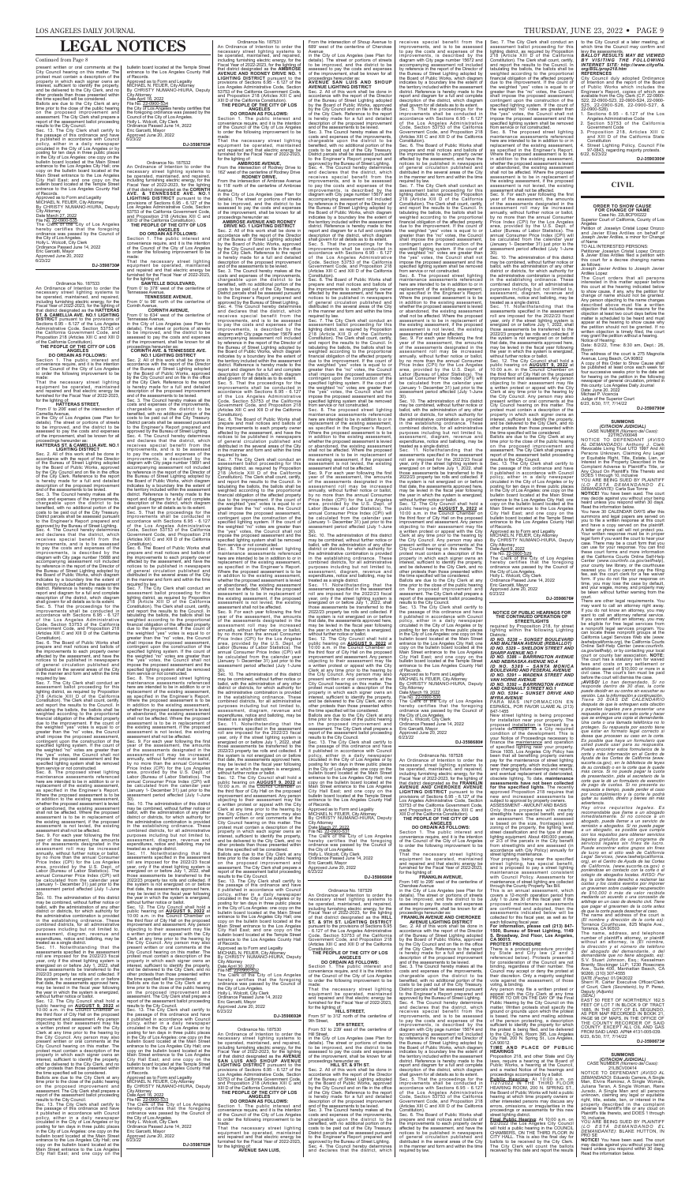Continued from Page 8

present written or oral comments at the City Council hearing on this matter. The protest must contain a description of the property in which each signer owns an interest, sufficient to identify the property, and be delivered to the City Clerk, and no other protests than those presented within the time specified will be considered.

Ballots are due to the City Clerk at any time prior to the close of the public hearing on the proposed improvement and assessment. The City Clerk shall prepare a report of the assessment ballot proceeding results to the City Council.

Sec. 13. The City Clerk shall certify to the passage of this ordinance and have it published in accordance with Council policy, either in a daily newspaper circulated in the City of Los Angeles or by posting for ten days in three public places in the City of Los Angeles: one copy on the bulletin board located at the Main Street entrance to the Los Angeles City Hall; one copy on the bulletin board located at the Main Street entrance to the Los Angeles City Hall East; and one copy on the bulletin board located at the Temple Street entrance to the Los Angeles County Hall of Records.

Approved as to Form and Legality
MICHAEL N. FEUER, City Attorney
By CHRISTY NUMANO-HIURA, Deputy City Attorney
Date March 27, 2022
File No. 22-0900-S32

The Clerk of the City of Los Angeles hereby certifies that the foregoing ordinance was passed by the Council of the City of Los Angeles.
Holly L. Wolcott, City Clerk
Ordinance Passed June 14, 2022
Eric Garcetti, Mayor
Approved June 20, 2022
6/23/22

**DJ-3598730#**

Ordinance No. 187533

An Ordinance of Intention to order the necessary street lighting systems to be operated, maintained, and repaired including furnishing electric energy, for the Fiscal Year of 2022-2023, for the lighting of that district designated as the **HATTERAS ST. & CAMELLIA AVE. NO.1 LIGHTING DISTRICT** pursuant to the provisions of Sections 6.95 - 6.127 of the Los Angeles Administrative Code, Section 53753 of the California Government Code, and Proposition 218 (Article XIII C and XIII D of the California Constitution).

**THE PEOPLE OF THE CITY OF LOS ANGELES**
**DO ORDAIN AS FOLLOWS:**

Section 1: The public interest and convenience require, and it is the intention of the Council of the City of Los Angeles to order the following improvement to be made:

That the necessary street lighting equipment be operated, maintained and repaired and that electric energy be furnished for the Fiscal Year of 2022-2023, for the lighting of:

**HATTERAS STREET,**
From 0' to 200' east of the intersection of Camellia Avenue.

In the City of Los Angeles (see Plan for details). The street or portions of streets to be improved, and the district to be assessed to pay the costs and expenses of the improvement, shall be known for all proceedings hereunder as:

**HATTERAS ST. & CAMELLIA AVE. NO.1 LIGHTING DISTRICT**

Sec. 2. All of this work shall be done in accordance with the report of the Director of the Bureau of Street Lighting adopted by the Board of Public Works, approved by the City Council and on file in the office of the City Clerk. Reference to the report is hereby made for a full and detailed description of the proposed improvement and of the assessments to be levied.

Sec. 3. The Council hereby makes all the costs and expenses of the improvements, chargeable upon the district to be benefited, with no additional portion of the costs to be paid out of the City Treasury. District parcels shall be assessed pursuant to the Engineer's Report prepared and approved by the Bureau of Street Lighting.

Sec. 4. The Council hereby determines and declares that the district, which receives special benefit from the improvements, and is to be assessed to pay the costs and expenses of the improvements, is described by the diagram with City page number 19688 and accompanying assessment roll included by reference in the report of the Director of the Bureau of Street Lighting adopted by the Board of Public Works, which diagram indicates by a boundary line the extent of the territory included within the assessment district. Reference is hereby made to the report and diagram for a full and complete description of the district, which diagram shall govern for all details as to its extent.

Sec. 5. The proceedings for the improvements shall be conducted in accordance with Sections 6.95 - 6.127 of the Los Angeles Administrative Code, Section 53753 of the California Government Code, and Proposition 218 (Articles XIII C and XIII D of the California Constitution).

Sec. 6. The Board of Public Works shall prepare and mail notices and ballots of the assessments to each property owner affected by the assessment, and have the notices to be published in newspapers of general circulation published and distributed in the several areas of the City in the manner and form and within the time required by law.

Sec. 7. The City Clerk shall conduct an assessment ballot proceeding for this lighting district, as required by Proposition 218 (Article XIII D of the California Constitution). The Clerk shall count, certify and report the results to the Council. In tabulating the ballots, the ballots shall be weighted according to the proportional financial obligation of the affected property due to the improvement. If the count of the weighted "yes" votes is equal to or greater than the "no" votes, the Council shall impose the proposed assessment, contingent upon the construction of the specified lighting system. If the count of the weighted "no" votes is greater than the "yes" votes, the Council shall not impose the proposed assessment and the specified lighting system shall be removed from service or not constructed.

Sec. 8. The proposed street lighting maintenance assessments referenced here are intended to be in addition to or in replacement of the existing assessment, as specified in the Engineer's Report. Where the proposed assessment is to be in addition to the existing assessment, whether the proposed assessment is levied or abandoned, the existing assessment shall not be affected. Where the proposed assessment is to be in replacement of the existing assessment, if the proposed assessment is not levied, the existing assessment shall not be affected.

Sec. 9. For each year following the first year of the assessment, the amounts of the assessments designated in the assessment roll may be increased annually, without further notice or ballot, by no more than the annual Consumer Price Index (CPI) for the Los Angeles area, provided by the U.S. Dept. of Labor (Bureau of Labor Statistics). The annual Consumer Price Index (CPI) will be calculated from the calendar year (January 1- December 31) just prior to the assessment period affected (July 1-June 30).

Sec. 10. The administration of this district may be combined, without further notice or ballot, with the administration of any other district or districts, for which authority for the administration combination is provided in the establishing ordinance. These combined districts, for all administrative purposes including but not limited to, assessment, diagram, revenue and expenditures, notice and balloting, may be treated as a single district.

Sec. 11. Notwithstanding that the assessments specified in the assessment roll are imposed for the 2022/23 fiscal year, only if the street lighting system is energized on or before July 1, 2022, will those assessments be transmitted to the 2022/23 property tax rolls and collected. If the system is not energized on or before that date, the assessments approved here, may be levied in the fiscal year following the year in which the system is energized, without further notice or ballot.

Sec. 12. The City Council shall hold a public hearing on **AUGUST 9, 2022** at 10:00 a.m. in the Council Chamber on the third floor of City Hall on the proposed improvement and assessment. Any person objecting to their assessment may file a written protest or appear with the City Clerk at any time prior to the hearing by the City Council. Any person may also present written or oral comments at the City Council hearing on this matter. The protest must contain a description of the property in which each signer owns an interest, sufficient to identify the property, and be delivered to the City Clerk, and no other protests than those presented within the time specified will be considered.

Ballots are due to the City Clerk at any time prior to the close of the public hearing on the proposed improvement and assessment. The City Clerk shall prepare a report of the assessment ballot proceeding results to the City Council.

Sec. 13. The City Clerk shall certify to the passage of this ordinance and have it published in accordance with Council policy, either in a daily newspaper circulated in the City of Los Angeles or by posting for ten days in three public places in the City of Los Angeles: one copy on the bulletin board located at the Main Street entrance to the Los Angeles City Hall; one copy on the bulletin board located at the Main Street entrance to the Los Angeles City Hall East; and one copy on the bulletin board located at the Temple Street entrance to the Los Angeles County Hall of Records.

Approved as to Form and Legality
MICHAEL N. FEUER, City Attorney
By CHRISTY NUMANO-HIURA, Deputy City Attorney
Date April 18, 2022
File No. 22-0900-S31

The Clerk of the City of Los Angeles hereby certifies that the foregoing ordinance was passed by the Council of the City of Los Angeles.
Holly L. Wolcott, City Clerk
Ordinance Passed June 14, 2022
Eric Garcetti, Mayor
Approved June 20, 2022
6/23/22

**DJ-3598730#**

Ordinance No. 187532

An Ordinance of Intention to order the necessary street lighting systems to be operated, maintained, and repaired including furnishing electric energy, for the Fiscal Year of 2022-2023, for the lighting of that district designated as the **CORINTH AVE. & TENNESSEE AVE. NO.1 LIGHTING DISTRICT** pursuant to the provisions of Sections 6.95 - 6.127 of the Los Angeles Administrative Code, Section 53753 of the California Government Code, and Proposition 218 (Article XIII C and XIII D of the California Constitution).

**THE PEOPLE OF THE CITY OF LOS ANGELES**
**DO ORDAIN AS FOLLOWS:**

Section 1: The public interest and convenience require, and it is the intention of the Council of the City of Los Angeles to order the following improvement to be made:

That the necessary street lighting equipment be operated, maintained and repaired and that electric energy be furnished for the Fiscal Year of 2022-2023, for the lighting of:

**SAWTELLE BOULEVARD,**
From 0' to 375' east of the centerline of Tennessee Avenue.

**TENNESSEE AVENUE,**
From 0' to 90' north of the centerline of Corinth Avenue.

**CORINTH AVENUE,**
From 0' to 634' east of the centerline of Tennessee Avenue.

In the City of Los Angeles (see Plan for details). The street or portions of streets to be improved, and the district to be assessed to pay the costs and expenses of the improvement, shall be known for all proceedings hereunder as:

**CORINTH AVE. & TENNESSEE AVE. NO.1 LIGHTING DISTRICT**

Sec. 2. All of this work shall be done in accordance with the report of the Director of the Bureau of Street Lighting adopted by the Board of Public Works, approved by the City Council and on file in the office of the City Clerk. Reference to the report is hereby made for a full and detailed description of the proposed improvement and of the assessments to be levied.

Sec. 3. The Council hereby makes all the costs and expenses of the improvements, chargeable upon the district to be benefited, with no additional portion of the costs to be paid out of the City Treasury. District parcels shall be assessed pursuant to the Engineer's Report prepared and approved by the Bureau of Street Lighting.

Sec. 4. The Council hereby determines and declares that the district, which receives special benefit from the improvements, and is to be assessed to pay the costs and expenses of the improvements, is described by the diagram with City page number 19689 and accompanying assessment roll included by reference in the report of the Director of the Bureau of Street Lighting adopted by the Board of Public Works, which diagram indicates by a boundary line the extent of the territory included within the assessment district. Reference is hereby made to the report and diagram for a full and complete description of the district, which diagram shall govern for all details as to its extent.

Sec. 5. The proceedings for the improvements shall be conducted in accordance with Sections 6.95 - 6.127 of the Los Angeles Administrative Code, Section 53753 of the California Government Code, and Proposition 218 (Articles XIII C and XIII D of the California Constitution).

Sec. 6. The Board of Public Works shall prepare and mail notices and ballots of the assessments to each property owner affected by the assessment, and have the notices to be published in newspapers of general circulation published and distributed in the several areas of the City in the manner and form and within the time required by law.

Sec. 7. The City Clerk shall conduct an assessment ballot proceeding for this lighting district, as required by Proposition 218 (Article XIII D of the California Constitution). The Clerk shall count, certify and report the results to the Council. In tabulating the ballots, the ballots shall be weighted according to the proportional financial obligation of the affected property due to the improvement. If the count of the weighted "yes" votes is equal to or greater than the "no" votes, the Council shall impose the proposed assessment, contingent upon the construction of the specified lighting system. If the count of the weighted "no" votes is greater than the "yes" votes, the Council shall not impose the proposed assessment and the specified lighting system shall be removed from service or not constructed.

Sec. 8. The proposed street lighting maintenance assessments referenced here are intended to be in addition to or in replacement of the existing assessment, as specified in the Engineer's Report. Where the proposed assessment is to be in addition to the existing assessment, whether the proposed assessment is levied or abandoned, the existing assessment shall not be affected. Where the proposed assessment is to be in replacement of the existing assessment, if the proposed assessment is not levied, the existing assessment shall not be affected.

Sec. 9. For each year following the first year of the assessment, the amounts of the assessments designated in the assessment roll may be increased annually, without further notice or ballot, by no more than the annual Consumer Price Index (CPI) for the Los Angeles area, provided by the U.S. Dept. of Labor (Bureau of Labor Statistics). The annual Consumer Price Index (CPI) will be calculated from the calendar year (January 1- December 31) just prior to the assessment period affected (July 1-June 30).

Sec. 10. The administration of this district may be combined, without further notice or ballot, with the administration of any other district or districts, for which authority for the administration combination is provided in the establishing ordinance. These combined districts, for all administrative purposes including but not limited to, assessment, diagram, revenue and expenditures, notice and balloting, may be treated as a single district.

Sec. 11. Notwithstanding that the assessments specified in the assessment roll are imposed for the 2022/23 fiscal year, only if the street lighting system is energized on or before July 1, 2022, will those assessments be transmitted to the 2022/23 property tax rolls and collected. If the system is not energized on or before that date, the assessments approved here, may be levied in the fiscal year following the year in which the system is energized, without further notice or ballot.

Sec. 12. The City Council shall hold a public hearing on **AUGUST 9, 2022** at 10:00 a.m. in the Council Chamber on the third floor of City Hall on the proposed improvement and assessment. Any person objecting to their assessment may file a written protest or appear with the City Clerk at any time prior to the hearing by the City Council. Any person may also present written or oral comments at the City Council hearing on this matter. The protest must contain a description of the property in which each signer owns an interest, sufficient to identify the property, and be delivered to the City Clerk, and no other protests than those presented within the time specified will be considered.

Ballots are due to the City Clerk at any time prior to the close of the public hearing on the proposed improvement and assessment. The City Clerk shall prepare a report of the assessment ballot proceeding results to the City Council.

Sec. 13. The City Clerk shall certify to the passage of this ordinance and have it published in accordance with Council policy, either in a daily newspaper circulated in the City of Los Angeles or by posting for ten days in three public places in the City of Los Angeles: one copy on the bulletin board located at the Main Street entrance to the Los Angeles City Hall; one copy on the bulletin board located at the Main Street entrance to the Los Angeles City Hall East; and one copy on the bulletin board located at the Temple Street entrance to the Los Angeles County Hall of Records.

Approved as to Form and Legality
MICHAEL N. FEUER, City Attorney
By CHRISTY NUMANO-HIURA, Deputy City Attorney
Date April 18, 2022
File No. 22-0900-S30

The Clerk of the City of Los Angeles hereby certifies that the foregoing ordinance was passed by the Council of the City of Los Angeles.
Holly L. Wolcott, City Clerk
Ordinance Passed June 14, 2022
Eric Garcetti, Mayor
Approved June 20, 2022
6/23/22

**DJ-3598724#**

Ordinance No. 187531

An Ordinance of Intention to order the necessary street lighting systems to be operated, maintained, and repaired including furnishing electric energy, for the Fiscal Year of 2022-2023, for the lighting of that district designated as the **AMBROSE AVENUE AND RODNEY DRIVE NO.1 LIGHTING DISTRICT** pursuant to the provisions of Sections 6.95 - 6.127 of the Los Angeles Administrative Code, Section 53753 of the California Government Code, and Proposition 218 (Article XIII C and XIII D of the California Constitution).

**THE PEOPLE OF THE CITY OF LOS ANGELES**
**DO ORDAIN AS FOLLOWS:**

Section 1: The public interest and convenience require, and it is the intention of the Council of the City of Los Angeles to order the following improvement to be made:

That the necessary street lighting equipment be operated, maintained and repaired and that electric energy be furnished for the Fiscal Year of 2022-2023, for the lighting of:

**AMBROSE AVENUE,**
From the intersection of Rodney Drive to 162' east of the centerline of Rodney Drive.
From the intersection of Ambrose Avenue to 118' north of the centerline of Ambrose Avenue.

In the City of Los Angeles (see Plan for details). The street or portions of streets to be improved, and the district to be assessed to pay the costs and expenses of the improvement, shall be known for all proceedings hereunder as:

**AMBROSE AVENUE AND RODNEY DRIVE NO.1 LIGHTING DISTRICT**

Sec. 2. All of this work shall be done in accordance with the report of the Director of the Bureau of Street Lighting adopted by the Board of Public Works, approved by the City Council and on file in the office of the City Clerk. Reference to the report is hereby made for a full and detailed description of the proposed improvement and of the assessments to be levied.

Sec. 3. The Council hereby makes all the costs and expenses of the improvements, chargeable upon the district to be benefited, with no additional portion of the costs to be paid out of the City Treasury. District parcels shall be assessed pursuant to the Engineer's Report prepared and approved by the Bureau of Street Lighting.

Sec. 4. The Council hereby determines and declares that the district, which receives special benefit from the improvements, and is to be assessed to pay the costs and expenses of the improvements, is described by the diagram with City page number 19687 and accompanying assessment roll included by reference in the report of the Director of the Bureau of Street Lighting adopted by the Board of Public Works, which diagram indicates by a boundary line the extent of the territory included within the assessment district. Reference is hereby made to the report and diagram for a full and complete description of the district, which diagram shall govern for all details as to its extent.

Sec. 5. The proceedings for the improvements shall be conducted in accordance with Sections 6.95 - 6.127 of the Los Angeles Administrative Code, Section 53753 of the California Government Code, and Proposition 218 (Articles XIII C and XIII D of the California Constitution).

Sec. 6. The Board of Public Works shall prepare and mail notices and ballots of the assessments to each property owner affected by the assessment, and have the notices to be published in newspapers of general circulation published and distributed in the several areas of the City in the manner and form and within the time required by law.

Sec. 7. The City Clerk shall conduct an assessment ballot proceeding for this lighting district, as required by Proposition 218 (Article XIII D of the California Constitution). The Clerk shall count, certify and report the results to the Council. In tabulating the ballots, the ballots shall be weighted according to the proportional financial obligation of the affected property due to the improvement. If the count of the weighted "yes" votes is equal to or greater than the "no" votes, the Council shall impose the proposed assessment, contingent upon the construction of the specified lighting system. If the count of the weighted "no" votes is greater than the "yes" votes, the Council shall not impose the proposed assessment and the specified lighting system shall be removed from service or not constructed.

Sec. 8. The proposed street lighting maintenance assessments referenced here are intended to be in addition to or in replacement of the existing assessment, as specified in the Engineer's Report. Where the proposed assessment is to be in addition to the existing assessment, whether the proposed assessment is levied or abandoned, the existing assessment shall not be affected. Where the proposed assessment is to be in replacement of the existing assessment, if the proposed assessment is not levied, the existing assessment shall not be affected.

Sec. 9. For each year following the first year of the assessment, the amounts of the assessments designated in the assessment roll may be increased annually, without further notice or ballot, by no more than the annual Consumer Price Index (CPI) for the Los Angeles area, provided by the U.S. Dept. of Labor (Bureau of Labor Statistics). The annual Consumer Price Index (CPI) will be calculated from the calendar year (January 1- December 31) just prior to the assessment period affected (July 1-June 30).

Sec. 10. The administration of this district may be combined, without further notice or ballot, with the administration of any other district or districts, for which authority for the administration combination is provided in the establishing ordinance. These combined districts, for all administrative purposes including but not limited to, assessment, diagram, revenue and expenditures, notice and balloting, may be treated as a single district.

Sec. 11. Notwithstanding that the assessments specified in the assessment roll are imposed for the 2022/23 fiscal year, only if the street lighting system is energized on or before July 1, 2022, will those assessments be transmitted to the 2022/23 property tax rolls and collected. If the system is not energized on or before that date, the assessments approved here, may be levied in the fiscal year following the year in which the system is energized, without further notice or ballot.

Sec. 12. The City Council shall hold a public hearing on **AUGUST 9, 2022** at 10:00 a.m. in the Council Chamber on the third floor of City Hall on the proposed improvement and assessment. Any person objecting to their assessment may file a written protest or appear with the City Clerk at any time prior to the hearing by the City Council. Any person may also present written or oral comments at the City Council hearing on this matter. The protest must contain a description of the property in which each signer owns an interest, sufficient to identify the property, and be delivered to the City Clerk, and no other protests than those presented within the time specified will be considered.

Ballots are due to the City Clerk at any time prior to the close of the public hearing on the proposed improvement and assessment. The City Clerk shall prepare a report of the assessment ballot proceeding results to the City Council.

Sec. 13. The City Clerk shall certify to the passage of this ordinance and have it published in accordance with Council policy, either in a daily newspaper circulated in the City of Los Angeles or by posting for ten days in three public places in the City of Los Angeles: one copy on the bulletin board located at the Main Street entrance to the Los Angeles City Hall; one copy on the bulletin board located at the Main Street entrance to the Los Angeles City Hall East; and one copy on the bulletin board located at the Temple Street entrance to the Los Angeles County Hall of Records.

Approved as to Form and Legality
MICHAEL N. FEUER, City Attorney
By CHRISTY NUMANO-HIURA, Deputy City Attorney
Date April 20, 2022
File No. 22-0900-S29

The Clerk of the City of Los Angeles hereby certifies that the foregoing ordinance was passed by the Council of the City of Los Angeles.
Holly L. Wolcott, City Clerk
Ordinance Passed June 14, 2022
Eric Garcetti, Mayor
Approved June 20, 2022
6/23/22

**DJ-3598692#**

Ordinance No. 187530

An Ordinance of Intention to order the necessary street lighting systems to be operated, maintained, and repaired including furnishing electric energy, for the Fiscal Year of 2022-2023, for the lighting of that district designated as the **SAN LUIS AVE. AND SHOUP AVENUE LIGHTING DISTRICT** pursuant to the provisions of Sections 6.95 - 6.127 of the Los Angeles Administrative Code, Section 53753 of the California Government Code, and Proposition 218 (Article XIII C and XIII D of the California Constitution).

**THE PEOPLE OF THE CITY OF LOS ANGELES**
**DO ORDAIN AS FOLLOWS:**

Section 1: The public interest and convenience require, and it is the intention of the Council of the City of Los Angeles to order the following improvement to be made:

That the necessary street lighting equipment be operated, maintained and repaired and that electric energy be furnished for the Fiscal Year of 2022-2023, for the lighting of:

**AVENUE SAN LUIS,**
From the intersection of Shoup Avenue to 699' west of the centerline of Devine Avenue.

In the City of Los Angeles (see Plan for details). The street or portions of streets to be improved, and the district to be assessed to pay the costs and expenses of the improvement, shall be known for all proceedings hereunder as:

**AVENUE SAN LUIS AND SHOUP AVENUE LIGHTING DISTRICT**

Sec. 2. All of this work shall be done in accordance with the report of the Director of the Bureau of Street Lighting adopted by the Board of Public Works, approved by the City Council and on file in the office of the City Clerk. Reference to the report is hereby made for a full and detailed description of the proposed improvement and of the assessments to be levied.

Sec. 3. The Council hereby makes all the costs and expenses of the improvements, chargeable upon the district to be benefited, with no additional portion of the costs to be paid out of the City Treasury. District parcels shall be assessed pursuant to the Engineer's Report prepared and approved by the Bureau of Street Lighting.

Sec. 4. The Council hereby determines and declares that the district, which receives special benefit from the improvements, and is to be assessed to pay the costs and expenses of the improvements, is described by the diagram with City page number 19672 and accompanying assessment roll included by reference in the report of the Director of the Bureau of Street Lighting adopted by the Board of Public Works, which diagram indicates by a boundary line the extent of the territory included within the assessment district. Reference is hereby made to the report and diagram for a full and complete description of the district, which diagram shall govern for all details as to its extent.

Sec. 5. The proceedings for the improvements shall be conducted in accordance with Sections 6.95 - 6.127 of the Los Angeles Administrative Code, Section 53753 of the California Government Code, and Proposition 218 (Articles XIII C and XIII D of the California Constitution).

Sec. 6. The Board of Public Works shall prepare and mail notices and ballots of the assessments to each property owner affected by the assessment, and have the notices to be published in newspapers of general circulation published and distributed in the several areas of the City in the manner and form and within the time required by law.

Sec. 7. The City Clerk shall conduct an assessment ballot proceeding for this lighting district, as required by Proposition 218 (Article XIII D of the California Constitution). The Clerk shall count, certify and report the results to the Council. In tabulating the ballots, the ballots shall be weighted according to the proportional financial obligation of the affected property due to the improvement. If the count of the weighted "yes" votes is equal to or greater than the "no" votes, the Council shall impose the proposed assessment, contingent upon the construction of the specified lighting system. If the count of the weighted "no" votes is greater than the "yes" votes, the Council shall not impose the proposed assessment and the specified lighting system shall be removed from service or not constructed.

Sec. 8. The proposed street lighting maintenance assessments referenced here are intended to be in addition to or in replacement of the existing assessment, as specified in the Engineer's Report. Where the proposed assessment is to be in addition to the existing assessment, whether the proposed assessment is levied or abandoned, the existing assessment shall not be affected. Where the proposed assessment is to be in replacement of the existing assessment, if the proposed assessment is not levied, the existing assessment shall not be affected.

Sec. 9. For each year following the first year of the assessment, the amounts of the assessments designated in the assessment roll may be increased annually, without further notice or ballot, by no more than the annual Consumer Price Index (CPI) for the Los Angeles area, provided by the U.S. Dept. of Labor (Bureau of Labor Statistics). The annual Consumer Price Index (CPI) will be calculated from the calendar year (January 1- December 31) just prior to the assessment period affected (July 1-June 30).

Sec. 10. The administration of this district may be combined, without further notice or ballot, with the administration of any other district or districts, for which authority for the administration combination is provided in the establishing ordinance. These combined districts, for all administrative purposes including but not limited to, assessment, diagram, revenue and expenditures, notice and balloting, may be treated as a single district.

Sec. 11. Notwithstanding that the assessments specified in the assessment roll are imposed for the 2022/23 fiscal year, only if the street lighting system is energized on or before July 1, 2022, will those assessments be transmitted to the 2022/23 property tax rolls and collected. If the system is not energized on or before that date, the assessments approved here, may be levied in the fiscal year following the year in which the system is energized, without further notice or ballot.

Sec. 12. The City Council shall hold a public hearing on **AUGUST 9, 2022** at 10:00 a.m. in the Council Chamber on the third floor of City Hall on the proposed improvement and assessment. Any person objecting to their assessment may file a written protest or appear with the City Clerk at any time prior to the hearing by the City Council. Any person may also present written or oral comments at the City Council hearing on this matter. The protest must contain a description of the property in which each signer owns an interest, sufficient to identify the property, and be delivered to the City Clerk, and no other protests than those presented within the time specified will be considered.

Ballots are due to the City Clerk at any time prior to the close of the public hearing on the proposed improvement and assessment. The City Clerk shall prepare a report of the assessment ballot proceeding results to the City Council.

Sec. 13. The City Clerk shall certify to the passage of this ordinance and have it published in accordance with Council policy, either in a daily newspaper circulated in the City of Los Angeles or by posting for ten days in three public places in the City of Los Angeles: one copy on the bulletin board located at the Main Street entrance to the Los Angeles City Hall; one copy on the bulletin board located at the Main Street entrance to the Los Angeles City Hall East; and one copy on the bulletin board located at the Temple Street entrance to the Los Angeles County Hall of Records.

Approved as to Form and Legality
MICHAEL N. FEUER, City Attorney
By CHRISTY NUMANO-HIURA, Deputy City Attorney
Date March 30, 2022
File No. 22-0900-S28

The Clerk of the City of Los Angeles hereby certifies that the foregoing ordinance was passed by the Council of the City of Los Angeles.
Holly L. Wolcott, City Clerk
Ordinance Passed June 14, 2022
Eric Garcetti, Mayor
Approved June 20, 2022
6/23/22

**DJ-3598686#**

Ordinance No. 187529

An Ordinance of Intention to order the necessary street lighting systems to be operated, maintained, and repaired including furnishing electric energy, for the Fiscal Year of 2022-2023, for the lighting of that district designated as the **HILL ST. & 9TH ST. LIGHTING DISTRICT** pursuant to the provisions of Sections 6.95 - 6.127 of the Los Angeles Administrative Code, Section 53753 of the California Government Code, and Proposition 218 (Article XIII C and XIII D of the California Constitution).

**THE PEOPLE OF THE CITY OF LOS ANGELES**
**DO ORDAIN AS FOLLOWS:**

Section 1: The public interest and convenience require, and it is the intention of the Council of the City of Los Angeles to order the following improvement to be made:

That the necessary street lighting equipment be operated, maintained and repaired and that electric energy be furnished for the Fiscal Year of 2022-2023, for the lighting of:

**HILL STREET,**
From 0' to 278' north of the centerline of 9th Street.

**9TH STREET,**
From 53' to 239' east of the centerline of Hill Street.

In the City of Los Angeles (see Plan for details). The street or portions of streets to be improved, and the district to be assessed to pay the costs and expenses of the improvement, shall be known for all proceedings hereunder as:

**HILL ST. & 9TH ST. LIGHTING DISTRICT**

Sec. 2. All of this work shall be done in accordance with the report of the Director of the Bureau of Street Lighting adopted by the Board of Public Works, approved by the City Council and on file in the office of the City Clerk. Reference to the report is hereby made for a full and detailed description of the proposed improvement and of the assessments to be levied.

Sec. 3. The Council hereby makes all the costs and expenses of the improvements, chargeable upon the district to be benefited, with no additional portion of the costs to be paid out of the City Treasury. District parcels shall be assessed pursuant to the Engineer's Report prepared and approved by the Bureau of Street Lighting.

Sec. 4. The Council hereby determines and declares that the district, which receives special benefit from the improvements, and is to be assessed to pay the costs and expenses of the improvements, is described by the diagram with City page number 19674 and accompanying assessment roll included by reference in the report of the Director of the Bureau of Street Lighting adopted by the Board of Public Works, which diagram indicates by a boundary line the extent of the territory included within the assessment district. Reference is hereby made to the report and diagram for a full and complete description of the district, which diagram shall govern for all details as to its extent.

Sec. 5. The proceedings for the improvements shall be conducted in accordance with Sections 6.95 - 6.127 of the Los Angeles Administrative Code, Section 53753 of the California Government Code, and Proposition 218 (Articles XIII C and XIII D of the California Constitution).

Sec. 6. The Board of Public Works shall prepare and mail notices and ballots of the assessments to each property owner affected by the assessment, and have the notices to be published in newspapers of general circulation published and distributed in the several areas of the City in the manner and form and within the time required by law.

Sec. 7. The City Clerk shall conduct an assessment ballot proceeding for this lighting district, as required by Proposition 218 (Article XIII D of the California Constitution). The Clerk shall count, certify and report the results to the Council. In tabulating the ballots, the ballots shall be weighted according to the proportional financial obligation of the affected property due to the improvement. If the count of the weighted "yes" votes is equal to or greater than the "no" votes, the Council shall impose the proposed assessment, contingent upon the construction of the specified lighting system. If the count of the weighted "no" votes is greater than the "yes" votes, the Council shall not impose the proposed assessment and the specified lighting system shall be removed from service or not constructed.

Sec. 8. The proposed street lighting maintenance assessments referenced here are intended to be in addition to or in replacement of the existing assessment, as specified in the Engineer's Report. Where the proposed assessment is to be in addition to the existing assessment, whether the proposed assessment is levied or abandoned, the existing assessment shall not be affected. Where the proposed assessment is to be in replacement of the existing assessment, if the proposed assessment is not levied, the existing assessment shall not be affected.

Sec. 9. For each year following the first year of the assessment, the amounts of the assessments designated in the assessment roll may be increased annually, without further notice or ballot, by no more than the annual Consumer Price Index (CPI) for the Los Angeles area, provided by the U.S. Dept. of Labor (Bureau of Labor Statistics). The annual Consumer Price Index (CPI) will be calculated from the calendar year (January 1- December 31) just prior to the assessment period affected (July 1-June 30).

Sec. 10. The administration of this district may be combined, without further notice or ballot, with the administration of any other district or districts, for which authority for the administration combination is provided in the establishing ordinance. These combined districts, for all administrative purposes including but not limited to, assessment, diagram, revenue and expenditures, notice and balloting, may be treated as a single district.

Sec. 11. Notwithstanding that the assessments specified in the assessment roll are imposed for the 2022/23 fiscal year, only if the street lighting system is energized on or before July 1, 2022, will those assessments be transmitted to the 2022/23 property tax rolls and collected. If the system is not energized on or before that date, the assessments approved here, may be levied in the fiscal year following the year in which the system is energized, without further notice or ballot.

Sec. 12. The City Council shall hold a public hearing on **AUGUST 9, 2022** at 10:00 a.m. in the Council Chamber on the third floor of City Hall on the proposed improvement and assessment. Any person objecting to their assessment may file a written protest or appear with the City Clerk at any time prior to the hearing by the City Council. Any person may also present written or oral comments at the City Council hearing on this matter. The protest must contain a description of the property in which each signer owns an interest, sufficient to identify the property, and be delivered to the City Clerk, and no other protests than those presented within the time specified will be considered.

Ballots are due to the City Clerk at any time prior to the close of the public hearing on the proposed improvement and assessment. The City Clerk shall prepare a report of the assessment ballot proceeding results to the City Council.

Sec. 13. The City Clerk shall certify to the passage of this ordinance and have it published in accordance with Council policy, either in a daily newspaper circulated in the City of Los Angeles or by posting for ten days in three public places in the City of Los Angeles: one copy on the bulletin board located at the Main Street entrance to the Los Angeles City Hall; one copy on the bulletin board located at the Main Street entrance to the Los Angeles City Hall East; and one copy on the bulletin board located at the Temple Street entrance to the Los Angeles County Hall of Records.

Approved as to Form and Legality
MICHAEL N. FEUER, City Attorney
By CHRISTY NUMANO-HIURA, Deputy City Attorney
Date March 19, 2022
File No. 22-0900-S27

The Clerk of the City of Los Angeles hereby certifies that the foregoing ordinance was passed by the Council of the City of Los Angeles.
Holly L. Wolcott, City Clerk
Ordinance Passed June 14, 2022
Eric Garcetti, Mayor
Approved June 20, 2022
6/23/22

**DJ-3598680#**

Ordinance No. 187528

An Ordinance of Intention to order the necessary street lighting systems to be operated, maintained, and repaired including furnishing electric energy, for the Fiscal Year of 2022-2023, for the lighting of that district designated as the **FRANKLIN AVE. & CHEROKEE AVENUE LIGHTING DISTRICT** pursuant to the provisions of Sections 6.95 - 6.127 of the Los Angeles Administrative Code, Section 53753 of the California Government Code, and Proposition 218 (Article XIII C and XIII D of the California Constitution).

**THE PEOPLE OF THE CITY OF LOS ANGELES**
**DO ORDAIN AS FOLLOWS:**

Section 1: The public interest and convenience require, and it is the intention of the Council of the City of Los Angeles to order the following improvement to be made:

That the necessary street lighting equipment be operated, maintained and repaired and that electric energy be furnished for the Fiscal Year of 2022-2023, for the lighting of:

**FRANKLIN AVENUE,**
From 140' to 295' east of the centerline of Cherokee Avenue.

In the City of Los Angeles (see Plan for details). The street or portions of streets to be improved, and the district to be assessed to pay the costs and expenses of the improvement, shall be known for all proceedings hereunder as:

**FRANKLIN AVE. & CHEROKEE AVENUE LIGHTING DISTRICT**

Sec. 2. All of this work shall be done in accordance with the report of the Director of the Bureau of Street Lighting adopted by the Board of Public Works, approved by the City Council and on file in the office of the City Clerk. Reference to the report is hereby made for a full and detailed description of the proposed improvement and of the assessments to be levied.

Sec. 3. The Council hereby makes all the costs and expenses of the improvements, chargeable upon the district to be benefited, with no additional portion of the costs to be paid out of the City Treasury. District parcels shall be assessed pursuant to the Engineer's Report prepared and approved by the Bureau of Street Lighting.

Sec. 4. The Council hereby determines and declares that the district, which receives special benefit from the improvements, and is to be assessed to pay the costs and expenses of the improvements, is described by the diagram with City page number 19654 and accompanying assessment roll included by reference in the report of the Director of the Bureau of Street Lighting adopted by the Board of Public Works, which diagram indicates by a boundary line the extent of the territory included within the assessment district. Reference is hereby made to the report and diagram for a full and complete description of the district, which diagram shall govern for all details as to its extent.

Sec. 5. The proceedings for the improvements shall be conducted in accordance with Sections 6.95 - 6.127 of the Los Angeles Administrative Code, Section 53753 of the California Government Code, and Proposition 218 (Articles XIII C and XIII D of the California Constitution).

Sec. 6. The Board of Public Works shall prepare and mail notices and ballots of the assessments to each property owner affected by the assessment, and have the notices to be published in newspapers of general circulation published and distributed in the several areas of the City in the manner and form and within the time required by law.

Sec. 7. The City Clerk shall conduct an assessment ballot proceeding for this lighting district, as required by Proposition 218 (Article XIII D of the California Constitution). The Clerk shall count, certify and report the results to the Council. In tabulating the ballots, the ballots shall be weighted according to the proportional financial obligation of the affected property due to the improvement. If the count of the weighted "yes" votes is equal to or greater than the "no" votes, the Council shall impose the proposed assessment, contingent upon the construction of the specified lighting system. If the count of the weighted "no" votes is greater than the "yes" votes, the Council shall not impose the proposed assessment and the specified lighting system shall be removed from service or not constructed.

Sec. 8. The proposed street lighting maintenance assessments referenced here are intended to be in addition to or in replacement of the existing assessment, as specified in the Engineer's Report. Where the proposed assessment is to be in addition to the existing assessment, whether the proposed assessment is levied or abandoned, the existing assessment shall not be affected. Where the proposed assessment is to be in replacement of the existing assessment, if the proposed assessment is not levied, the existing assessment shall not be affected.

Sec. 9. For each year following the first year of the assessment, the amounts of the assessments designated in the assessment roll may be increased annually, without further notice or ballot, by no more than the annual Consumer Price Index (CPI) for the Los Angeles area, provided by the U.S. Dept. of Labor (Bureau of Labor Statistics). The annual Consumer Price Index (CPI) will be calculated from the calendar year (January 1- December 31) just prior to the assessment period affected (July 1-June 30).

Sec. 10. The administration of this district may be combined, without further notice or ballot, with the administration of any other district or districts, for which authority for the administration combination is provided in the establishing ordinance. These combined districts, for all administrative purposes including but not limited to, assessment, diagram, revenue and expenditures, notice and balloting, may be treated as a single district.

Sec. 11. Notwithstanding that the assessments specified in the assessment roll are imposed for the 2022/23 fiscal year, only if the street lighting system is energized on or before July 1, 2022, will those assessments be transmitted to the 2022/23 property tax rolls and collected. If the system is not energized on or before that date, the assessments approved here, may be levied in the fiscal year following the year in which the system is energized, without further notice or ballot.

Sec. 12. The City Council shall hold a public hearing on **AUGUST 9, 2022** at 10:00 a.m. in the Council Chamber on the third floor of City Hall on the proposed improvement and assessment. Any person objecting to their assessment may file a written protest or appear with the City Clerk at any time prior to the hearing by the City Council. Any person may also present written or oral comments at the City Council hearing on this matter. The protest must contain a description of the property in which each signer owns an interest, sufficient to identify the property, and be delivered to the City Clerk, and no other protests than those presented within the time specified will be considered.

Ballots are due to the City Clerk at any time prior to the close of the public hearing on the proposed improvement and assessment. The City Clerk shall prepare a report of the assessment ballot proceeding results to the City Council.

Sec. 13. The City Clerk shall certify to the passage of this ordinance and have it published in accordance with Council policy, either in a daily newspaper circulated in the City of Los Angeles or by posting for ten days in three public places in the City of Los Angeles: one copy on the bulletin board located at the Main Street entrance to the Los Angeles City Hall; one copy on the bulletin board located at the Main Street entrance to the Los Angeles City Hall East; and one copy on the bulletin board located at the Temple Street entrance to the Los Angeles County Hall of Records.

Approved as to Form and Legality
MICHAEL N. FEUER, City Attorney
By CHRISTY NUMANO-HIURA, Deputy City Attorney
Date March 16, 2022
File No. 22-0900-S26

The Clerk of the City of Los Angeles hereby certifies that the foregoing ordinance was passed by the Council of the City of Los Angeles.
Holly L. Wolcott, City Clerk
Ordinance Passed June 14, 2022
Eric Garcetti, Mayor
Approved June 20, 2022
6/23/22

**DJ-3598676#**

**NOTICE OF PUBLIC HEARINGS FOR THE CONTINUED OPERATION OF STREETLIGHTS**

required by Proposition 218, for street lighting within the following Districts:

**ID NO. 5239 – SUNSET BOULEVARD AND MALTMAN AVENUE (REBALLOT)**
**ID NO. 5328 – SHELDON STREET AND SHARP AVENUE NO. 1**
**ID NO. 5366 – BARRINGTON AVENUE AND WOODBINE STREET NO.1**
**ID NO. 5389 – SANTA MONICA BOULEVARD AND FEDERAL AVENUE**
**ID NO. 5391 – WABASH STREET AND VAN HORNE AVENUE**
**ID NO. 5393 – SUNNY BRAE AVENUE AND CHENAULT STREET NO.1**
**ID NO. 5394 – SUNSET DRIVE AND MYRA AVENUE**

PARA MÁS INFORMACIÓN EN ESPAÑOL, POR FAVOR LLAME AL (213) 847-1455

New street lighting is being proposed for installation near your property. The proposed installation is financed by a private developer as a condition of development. This is your Notice of Proceedings necessary to finance the maintenance and operation of specified lighting near your property. Since 1997, Los Angeles City has been required that all benefiting property owners pay for the lighting system maintenance near their property, which includes energy, repair, cleaning and painting, labor, repair and eventual replacement of deteriorated or obsolete lighting. To date, **maintenance assessments are only required from the property owners that receive a benefit for the specified lights.** The recently approved Proposition 218 requires that new and increased assessments be subject to approval by property owners.

ASSESSMENT BALLOT PROCEEDINGS

Only those properties with nearby streetlights have special benefit, and pay an assessment. The amount assessed is based on the size, frontage(s) and zoning of the property, the amount of street classification and the type of street lighting equipment. About 400,000 parcels, or 2/3 of the parcels in the City benefit from streetlights and are assessed. In accordance with Proposition 218 and with Council Policy, Assessments for maintenance of street lighting are collected through the County Property Tax Bill.

This is an annual assessment, which will be charged for the fiscal year of July 1 to June 30 of this fiscal year. If the proposed maintenance assessments are approved, and the street lighting installed and energized, the assessments indicated below will be collected for this fiscal year, as well as for each following fiscal year.

**For Information Please Call (213) 847-1500, Bureau of Street Lighting, 1149 S. Broadway, 2nd Floor, Los Angeles, CA 90015**

**PROTEST PROCEDURE**

There is a protest procedure provided by State Law (Proposition 218 and City Law) and is referenced below. Protests presented for consideration of the Council are not binding, regardless of their number. The Council shall have the final decision at their discretion. Only a majority weighted vote against the proposed assessment, of those voting, is binding.

Any person may file a written protest or appear with the City Clerk at any time PRIOR TO OR ON THE DAY OF THE Final Hearing by the City Council on the matter. Written protests shall specify the ground or grounds upon which the protest is based, and shall contain a description of the protestor's property in a manner that will enable the City to identify the parcel to which the protest is made. Protests may be delivered to the City Clerk, City Hall, Room 395, Los Angeles, CA 90012.

**TIME AND PLACE OF PUBLIC HEARINGS**

Proposition 218, and other State and City laws, require that the Board of Public Works, a hearing at the Council, and a related Notice of the hearings and proceedings accompanied by a ballot.

**Public Hearing:** At 10:00 a.m. on **JULY 13, 2022** in the Board of Public Works, EDMUND D. EDELMAN HEARING ROOM, 200 N. SPRING ST., the Board of Public Works will hold a public hearing at which time property owners or other interested persons may discuss any errors, omissions, or irregularities in the proceedings or assessments for this new street lighting.

**Final Public Hearing:** At 10:00 a.m. on **AUGUST 9, 2022**, the City Council will hold a public hearing in the COUNCIL CHAMBERS, ON THE THIRD FLOOR OF CITY HALL, 200 N. SPRING ST., at which time the ballots will be tabulated by the City Clerk. The City Clerk will count the ballots received by this date and report the results to the City Council at a later meeting, at which time the Council may confirm and levy the assessments.

**DETAILED REPORTS ARE VIEWED ON BALLOT RESULTS MAY BE VIEWED BY VISITING THE FOLLOWING INTERNET SITE: https://www.cityofla.org/BSL/prop218.htm**

**REFERENCES**

City Council duly adopted Ordinances of Intention and the report of the Board of Public Works which includes the Engineer's Report, copies of which are available from the City Clerk (C.F. 22-0900-S22, 22-0900-S23, 22-0900-S24, 22-0900-S25, 22-0900-S26, 22-0900-S27, & 22-0900-S28).

1. Sections 6.95 - 6.127 of the Los Angeles Administrative Code
2. Section 53753 of the California Government Code
3. Proposition 218 (Articles XIII C and XIII D of the California State Constitution
4. Street Lighting Policy, Council File 97-0043, regarding majority protests.

6/22, 6/23/22

**DJ-3598300#**

# CIVIL

**ORDER TO SHOW CAUSE FOR CHANGE OF NAME**
Case No. 22LBCP00222
Superior Court of California, County of Los Angeles
Petition of: Joselyn Cristal Lopez Orozco and Javier Elias Andres on behalf of Joseph Javier Andres, a minor for Change of Name

TO ALL INTERESTED PERSONS:
Petitioner Joselyn Cristal Lopez Orozco & Javier Elias Andres filed a petition with this court for a decree changing names as follows:
Joseph Javier Andres to Joseph Javier Andres Lopez

The Court orders that all persons interested in this matter appear before this court at the hearing indicated below to show cause, if any, why the petition for change of name should not be granted. Any person objecting to the name changes described above must file a written objection that includes the reasons for the objection at least two court days before the matter is scheduled to be heard and must appear at the hearing to show cause why the petition should not be granted. If no written objection is timely filed, the court may grant the petition without a hearing.

Notice of Hearing:
Date: 8/2/22, Time: 8:30 am, Dept.: 26, Room:
The address of the court is 275 Magnolia Avenue, Long Beach, CA 90802

A copy of this Order to Show Cause shall be published at least once each week for four successive weeks prior to the date set for hearing on the petition in the following newspaper of general circulation, printed in this county: Los Angeles Daily Journal
Date: June 20, 2022
Michael P. Vicencia
Judge of the Superior Court
6/23, 6/30, 7/7, 7/14/22

**DJ-3598799#**

**SUMMONS**
**(CITACION JUDICIAL)**
CASE NUMBER (Número del Caso): 22TRCV00445

NOTICE TO DEFENDANT (AVISO AL DEMANDADO): Anthony J. Clark Revocable Living Trust UTD 1997 And All Persons Unknown, Claiming Any Legal or Equitable Right, Title, Estate, Lien, or Interest in the Property Described in the Complaint Adverse to Plaintiff's Title, or Any Cloud on Plaintiff's Title Thereto; and DOES 1 through 10, inclusive

YOU ARE BEING SUED BY PLAINTIFF (LO ESTÁ DEMANDANDO EL DEMANDANTE): Carla Sue Tonne

**NOTICE!** You have been sued. The court may decide against you without your being heard unless you respond within 30 days. Read the information below.

You have 30 CALENDAR DAYS after this summons and legal papers are served on you to file a written response at this court and have a copy served on the plaintiff. A letter or phone call will not protect you. Your written response must be in proper legal form if you want the court to hear your case. There may be a court form that you can use for your response. You can find these court forms and more information at the California Courts Online Self-Help Center (www.courtinfo.ca.gov/selfhelp), your county law library, or the courthouse nearest you. If you cannot pay the filing fee, ask the court clerk for a fee waiver form. If you do not file your response on time, you may lose the case by default, and your wages, money, and property may be taken without further warning from the court.

There are other legal requirements. You may want to call an attorney right away. If you do not know an attorney, you may want to call an attorney referral service. If you cannot afford an attorney, you may be eligible for free legal services from a nonprofit legal services program. You can locate these nonprofit groups at the California Legal Services Web site (www.lawhelpcalifornia.org), the California Courts Online Self-Help Center (www.courtinfo.ca.gov/selfhelp), or by contacting your local court or county bar association. **NOTE:** The court has a statutory lien for waived fees and costs on any settlement or arbitration award of $10,000 or more in a civil case. The court's lien must be paid before the court will dismiss the case.

**¡AVISO!** Lo han demandado. Si no responde dentro de 30 días, la corte puede decidir en su contra sin escuchar su versión. Lea la información a continuación.

Tiene 30 DÍAS DE CALENDARIO después de que le entreguen esta citación y papeles legales para presentar una respuesta por escrito en esta corte y hacer que se entregue una copia al demandante. Una carta o una llamada telefónica no lo protegen. Su respuesta por escrito tiene que estar en formato legal correcto si desea que procesen su caso en la corte. Es posible que haya un formulario que usted pueda usar para su respuesta. Puede encontrar estos formularios de la corte y más información en el Centro de Ayuda de las Cortes de California (www.sucorte.ca.gov), en la biblioteca de leyes de su condado o en la corte que le quede más cerca. Si no puede pagar la cuota de presentación, pida al secretario de la corte que le dé un formulario de exención de pago de cuotas. Si no presenta su respuesta a tiempo, puede perder el caso por incumplimiento y la corte le podrá quitar su sueldo, dinero y bienes sin más advertencia.

Hay otros requisitos legales. Es recomendable que llame a un abogado inmediatamente. Si no conoce a un abogado, puede llamar a un servicio de remisión a abogados. Si no puede pagar a un abogado, es posible que cumpla con los requisitos para obtener servicios legales gratuitos de un programa de servicios legales sin fines de lucro. Puede encontrar estos grupos sin fines de lucro en el sitio web de California Legal Services, (www.lawhelpcalifornia.org), en el Centro de Ayuda de las Cortes de California, (www.sucorte.ca.gov) o poniéndose en contacto con la corte o el colegio de abogados locales. **AVISO:** Por ley, la corte tiene derecho a reclamar las cuotas y los costos exentos por imponer un gravamen sobre cualquier recuperación de $10,000 ó más de valor recibida mediante un acuerdo o una concesión de arbitraje en un caso de derecho civil. Tiene que pagar el gravamen de la corte antes de que la corte pueda desechar el caso.

The name and address of the court is: (El nombre y dirección de la corte es): Torrance Courthouse, 825 Maple Ave, Torrance, CA 90503

The name, address, and telephone number of plaintiff's attorney, or plaintiff without an attorney, is: (El nombre, la dirección y el número de teléfono del abogado del demandante, o del demandante que no tiene abogado, es): Brantly Stechinger LLP, 1230 Rosecrans Ave., Suite 400, Manhattan Beach, CA 90266; (310) 307-4950

DATE (Fecha): 01/24/2022
Sherri R. Carter, Executive Officer/Clerk of Court, Clerk (Secretario), by P. Perez, Deputy (Adjunto)

[SEAL]

EAST 50 FEET OF NORTHERLY 162.5 FEET OF LOT 1 IN BLOCK 57 OF TRACT 1685, IN THE CITY OF EL SEGUNDO, AS PER MAP RECORDED IN BOOK 21, PAGE 98 OF MAPS, IN THE OFFICE OF THE COUNTY RECORDER OF SAID COUNTY. EXCEPT ALL OIL AND GAS FROM SAID LAND. APN# 4131-005-039.
6/23, 6/30, 7/7, 7/14/22

**DJ-3598743#**

**SUMMONS**
**(CITACION JUDICIAL)**
CASE NUMBER (Número del Caso): 21CHCV00424

NOTICE TO DEFENDANT (AVISO AL DEMANDADO): Eduardo Camara, A Single Man; Maria Eloisa Ruiz, A Single Woman; Juliana Teran, A Single Woman, Rene Juarez, A Single Man and all persons unknown, claiming any legal or equitable right, title, estate, lien, or interest in the property described in the complaint adverse to Plaintiff's title or any cloud on Plaintiff's title thereto, and DOES 1 through 10, inclusive

YOU ARE BEING SUED BY PLAINTIFF (LO ESTÁ DEMANDANDO EL DEMANDANTE): BLAKE HUTTON, IN PRO SE

**NOTICE!** You have been sued. The court may decide against you without your being heard unless you respond within 30 days. Read the information below.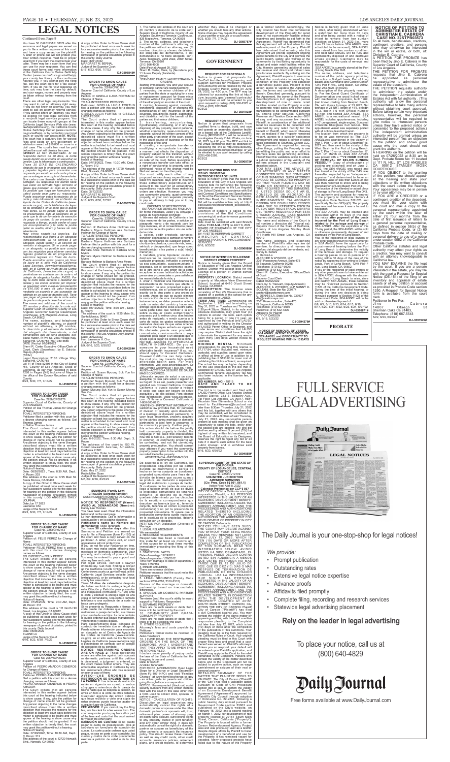# LEGAL NOTICES

Continued from Page 9

You have 30 CALENDAR DAYS after this summons and legal papers are served on you to file a written response at this court and have a copy served on the plaintiff. A letter or phone call will not protect you. Your written response must be in proper legal form if you want the court to hear your case. There may be a court form that you can use for your response. You can find these court forms and more information at the California Courts Online Self-Help Center (www.courtinfo.ca.gov/selfhelp), your county law library, or the courthouse nearest you. If you cannot pay the filing fee, ask the court clerk for a fee waiver form. If you do not file your response on time, you may lose the case by default, and your wages, money, and property may be taken without further warning from the court.

There are other legal requirements. You may want to call an attorney right away. If you do not know an attorney, you may want to call an attorney referral service. If you cannot afford an attorney, you may be eligible for free legal services from a nonprofit legal services program. You can locate these nonprofit groups at the California Legal Services Web site (www.lawhelpcalifornia.org), the California Courts Online Self-Help Center (www.courtinfo.ca.gov/selfhelp), or by contacting your local court or county bar association. NOTE: The court has a statutory lien for waived fees and costs on any settlement or arbitration award of $10,000 or more in a civil case. The court's lien must be paid before the court will dismiss the case.

¡AVISO! Lo han demandado. Si no responde dentro de 30 días, la corte puede decidir en su contra sin escuchar su versión. Lea la información a continuación.

Tiene 30 DÍAS DE CALENDARIO después de que le entreguen esta citación y papeles legales para presentar una respuesta por escrito en esta corte y hacer que se entregue una copia al demandante. Una carta o una llamada telefónica no lo protegen. Su respuesta por escrito tiene que estar en formato legal correcto si desea que procesen su caso en la corte. Es posible que haya un formulario que usted pueda usar para su respuesta. Puede encontrar estos formularios de la corte y más información en el Centro de Ayuda de las Cortes de California (www.sucorte.ca.gov), en la biblioteca de leyes de su condado o en la corte que le quede más cerca. Si no puede pagar la cuota de presentación, pida al secretario de la corte que le dé un formulario de exención de pago de cuotas. Si no presenta su respuesta a tiempo, puede perder el caso por incumplimiento y la corte le podrá quitar su sueldo, dinero y bienes sin más advertencia.

Hay otros requisitos legales. Es recomendable que llame a un abogado inmediatamente. Si no conoce a un abogado, puede llamar a un servicio de remisión a abogados. Si no puede pagar a un abogado, es posible que cumpla con los requisitos para obtener servicios legales gratuitos de un programa de servicios legales sin fines de lucro. Puede encontrar estos grupos sin fines de lucro en el sitio web de California Legal Services, (www.lawhelpcalifornia.org), en el Centro de Ayuda de las Cortes de California, (www.sucorte.ca.gov) o poniéndose en contacto con la corte o el colegio de abogados locales. AVISO: Por ley, la corte tiene derecho a reclamar las cuotas y los costos exentos por imponer un gravamen sobre cualquier recuperación de $10,000 ó más de valor recibida mediante un acuerdo o una concesión de arbitraje en un caso de derecho civil. Tiene que pagar el gravamen de la corte antes de que la corte pueda desechar el caso.

The name and address of the court is (El nombre y dirección de la corte es): Superior Court of California, County of Los Angeles, Governor George Deukmejian Courthouse, 275 Magnolia Avenue, Long Beach, CA 90802

The name, address, and telephone number of plaintiff's attorney, or plaintiff without an attorney, is (El nombre, la dirección y el número de teléfono del abogado del demandante, o del demandante que no tiene abogado, es): Blake Hutton, in Pro Se, 2180 Village Way, Signal Hill, CA 90755 (760) 980-8856

DATE (Fecha): 01/24/2022

Sherri R. Carter Executive Officer/Clerk of Court, Clerk (Secretario), by E. Salcido, Deputy (Adjunto)

(SEAL)

Legal Description: 2180 Village Way, Signal Hill, CA 90755

Lot 11 of Tract 53196 in the City of Signal Hill, County of Los Angeles, State of California, as per map recorded in Book 1226 in Pages (5-9) Inclusive of Maps in the office of the County Recorders of said County

6/23, 6/30, 7/7, 7/14/22

**CN-3598591#**

## ORDER TO SHOW CAUSE FOR CHANGE OF NAME

Case No. 22SMCP00276

Superior Court of California, County of LOS ANGELES

Petition of: Del Thomas James for Change of Name

TO ALL INTERESTED PERSONS:

Petitioner filed a petition with this court for a decree changing names as follows: Del Thomas James to Dalton Thomas James

The Court orders that all persons interested in this matter appear before this court at the hearing indicated below to show cause, if any, why the petition for change of name should not be granted. Any person objecting to the name changes described above must file a written objection that includes the reasons for the objection at least two court days before the matter is scheduled to be heard and must appear at the hearing to show cause why the petition should not be granted. If no written objection is timely filed, the court may grant the petition without a hearing.

Notice of Hearing:

Date: 08/26/2022 ; Time: 8:30 AM, Dept.: K, Room: 203

The address of the court is 1725 Main St. Santa Monica, CA 90401

A copy of this Order to Show Cause shall be published at least once each week for four successive weeks prior to the date set for hearing on the petition in the following newspaper of general circulation, printed in this county: LOS ANGELES DAILY JOURNAL

Date: Jun 17 2022

Lawrence Cho

Judge of the Superior Court

6/23, 6/30, 7/7, 7/14/22

**CN-3597472#**

## ORDER TO SHOW CAUSE FOR CHANGE OF NAME

Case No. 22STCP02133

Superior Court of California, County of Los Angeles

Petition of: FELIS PEREZ for Change of Name

TO ALL INTERESTED PERSONS:

Petitioner FELIS PEREZ filed a petition with this court for a decree changing names as follows:

FELIS PEREZ to FELIX PEREZ

The Court orders that all persons interested in this matter appear before this court at the hearing indicated below to show cause, if any, why the petition for change of name should not be granted. Any person objecting to the name changes described above must file a written objection that includes the reasons for the objection at least two court days before the matter is scheduled to be heard and must appear at the hearing to show cause why the petition should not be granted. If no written objection is timely filed, the court may grant the petition without a hearing.

Notice of Hearing:

Date: 07/25/2022, Time: 9:30 AM, Dept.: 26, Room: 316

The address of the court is 111 North Hill Street, Los Angeles, CA 90012

A copy of this Order to Show Cause shall be published at least once each week for four successive weeks prior to the date set for hearing on the petition in the following newspaper of general circulation, printed in this county: Daily Journal

Date: 06/06/2022

ELAINE LU

Judge of the Superior Court

6/16, 6/23, 6/30, 7/7/22

**CN-3596071#**

## ORDER TO SHOW CAUSE FOR CHANGE OF NAME

Case No. 22STCP02223

Superior Court of California, County of Los Angeles

Petition of: PEDRO AMADOR CISNEROS for Change of Name

TO ALL INTERESTED PERSONS:

Petitioner PEDRO AMADOR CISNEROS filed a petition with this court for a decree changing names as follows:

PEDRO AMADOR CISNEROS to PEDRO AMADOR

The Court orders that all persons interested in this matter appear before this court at the hearing indicated below to show cause, if any, why the petition for change of name should not be granted. Any person objecting to the name changes described above must file a written objection that includes the reasons for the objection at least two court days before the matter is scheduled to be heard and must appear at the hearing to show cause why the petition should not be granted. If no written objection is timely filed, the court may grant the petition without a hearing.

Notice of Hearing:

Date: 07/29/2022, Time: 10:30 AM, Dept.: C, Room: 312

The address of the court is 12720 Norwalk Blvd., Norwalk, CA 90650

A copy of this Order to Show Cause shall be published at least once each week for four successive weeks prior to the date set for hearing on the petition in the following newspaper of general circulation, printed in this county: Daily Journal

Date: 06/01/2022

MARGARET M. BERNAL

Judge of the Superior Court

6/16, 6/23, 6/30, 7/7/22

**CN-3596459#**

## ORDER TO SHOW CAUSE FOR CHANGE OF NAME

Case No. 22NWCP00191

Superior Court of California, County of Los Angeles

Petition of: GISELLA LUCIA FORTUN for Change of Name

TO ALL INTERESTED PERSONS:

Petitioner GISELLA LUCIA FORTUN filed a petition with this court for a decree changing names as follows:

GISELLA LUCIA FORTUN to GISELLA LUCIA FEDER

The Court orders that all persons interested in this matter appear before this court at the hearing indicated below to show cause, if any, why the petition for change of name should not be granted. Any person objecting to the name changes described above must file a written objection that includes the reasons for the objection at least two court days before the matter is scheduled to be heard and must appear at the hearing to show cause why the petition should not be granted. If no written objection is timely filed, the court may grant the petition without a hearing.

Notice of Hearing:

Date: 07/13/2022, Time: 10:30 AM, Dept.: C, Room: 312

The address of the court is 12720 Norwalk Blvd, Norwalk, CA 90650

A copy of this Order to Show Cause shall be published at least once each week for four successive weeks prior to the date set for hearing on the petition in the following newspaper of general circulation, printed in this county: Daily Journal

Date: 05/13/2022

MARGARET M. BERNAL

Judge of the Superior Court

6/16, 6/23, 6/30, 7/7/22

**CN-3597759#**

## ORDER TO SHOW CAUSE FOR CHANGE OF NAME

Case No. 22SMCP00252

Superior Court of California, County of Los Angeles

Petition of: Barbara Anne Hellman aka Barbara Myers Hellman aka Barbara Hellman for Change of Name

TO ALL INTERESTED PERSONS:

Petitioner Barbara Anne Hellman aka Barbara Myers Hellman aka Barbara Hellman filed a petition with this court for a decree changing names as follows:

Barbara Anne Hellman to Barbara Anne Myers

Barbara Myers Hellman to Barbara Anne Myers

Barbara Hellman to Barbara Anne Myers

The Court orders that all persons interested in this matter appear before this court at the hearing indicated below to show cause, if any, why the petition for change of name should not be granted. Any person objecting to the name changes described above must file a written objection that includes the reasons for the objection at least two court days before the matter is scheduled to be heard and must appear at the hearing to show cause why the petition should not be granted. If no written objection is timely filed, the court may grant the petition without a hearing.

Notice of Hearing:

Date: 08/12/2022, Time: 8:30 am, Dept.: K, Room:

The address of the court is 1725 Main St, Santa Monica, 90401

A copy of this Order to Show Cause shall be published at least once each week for four successive weeks prior to the date set for hearing on the petition in the following newspaper of general circulation, printed in this county: The Los Angeles Daily Journal

Date: 06/02/2022

Hon. Lawrence H. Cho

Judge of the Superior Court

6/9, 6/16, 6/23, 6/30/22

**CN-3594294#**

## ORDER TO SHOW CAUSE FOR CHANGE OF NAME

Case No. 22AHCP00223

Superior Court of California, County of Los Angeles

Petition of: Susan Myoung Suk Yun for Change of Name

TO ALL INTERESTED PERSONS:

Petitioner Susan Myoung Suk Yun filed a petition with this court for a decree changing names as follows:

Susan Myoung Suk Yun to Susan Myoung Suk Yun

The Court orders that all persons interested in this matter appear before this court at the hearing indicated below to show cause, if any, why the petition for change of name should not be granted. Any person objecting to the name changes described above must file a written objection that includes the reasons for the objection at least two court days before the matter is scheduled to be heard and must appear at the hearing to show cause why the petition should not be granted. If no written objection is timely filed, the court may grant the petition without a hearing.

Notice of Hearing:

Date: 8-2-2022, Time: 8:30 AM, Dept.: 3, Room:

The address of the court is 150 W. Commonwealth Avenue, Alhambra, California 91801

A copy of this Order to Show Cause shall be published at least once each week for four successive weeks prior to the date set for hearing on the petition in the following newspaper of general circulation, printed in this county: Daily Journal

Date: May 27, 2022

Robin Miller Sloan

Judge of the Superior Court

6/2, 6/9, 6/16, 6/23/22

**CN-3591742#**

## SUMMONS (Family Law) CITACIÓN (Derecho familiar)

CASE NUMBER (NÚMERO DE CASO): 21TRFL00060

**NOTICE TO RESPONDENT (Name): AVISO AL DEMANDADO (Nombre):** Vladimir Diaz Tomas

You have been sued. Read the information below and on the next page.

Lo han demandado. Lea la información a continuación y en la página siguiente.

**Petitioner's name is: Nombre del demandante:** Akiko Tanahashi

You have **30 calendar days** after this *Summons* and *Petition* are served on you to file a *Response* (form FL-120) at the court and have a copy served on the petitioner. A letter, phone call, or court appearance will not protect you.

If you do not file your *Response* on time, the court may make orders affecting your marriage or domestic partnership, your property, and custody of your children. You may be ordered to pay support and attorney fees and costs.

For legal advice, contact a lawyer immediately. Get help finding a lawyer at the California Courts Online Self-Help Center (www.courts.ca.gov/selfhelp), at the California Legal Services website (www.lawhelpca.org), or by contacting your local county bar association.

Tiene **30 días de calendario** después de haber recibido la entrega legal de esta *Citación* y *Petición* para presentar una *Respuesta* (formulario FL-120) ante la corte y efectuar la entrega legal de una copia al demandante. Una carta o llamada telefónica o una audiencia de la corte no basta para protegerlo.

Si no presenta su *Respuesta* a tiempo, la corte puede dar órdenes que afecten su matrimonio o pareja de hecho, sus bienes y la custodia de sus hijos. La corte también le puede ordenar que pague manutención, y honorarios y costos legales.

Para asesoramiento legal, póngase en contacto de inmediato con un abogado. Puede obtener información para encontrar un abogado en el Centro de Ayuda de las Cortes de California (www.sucorte.ca.gov), en el sitio web de los Servicios Legales de California (www.lawhelpca.org) o poniéndose en contacto con el colegio de abogados de su condado.

**NOTICE—RESTRAINING ORDERS ARE ON PAGE 2:** These restraining orders are effective against both spouses or domestic partners until the petition is dismissed, a judgment is entered, or the court makes further orders. They are enforceable anywhere in California by any law enforcement officer who has received or seen a copy of them.

**AVISO—LAS ÓRDENES DE RESTRICCIÓN SE ENCUENTRAN EN LA PÁGINA 2:** Las órdenes de restricción están en vigencia en cuanto a ambos cónyuges o miembros de la pareja de hecho hasta que se despida la petición, se emita un fallo o la corte dé otras órdenes. Cualquier agencia del orden público que haya recibido o visto una copia de estas órdenes puede hacerlas acatar en cualquier lugar de California.

**FEE WAIVER:** If you cannot pay the filing fee, ask the clerk for a fee waiver form. The court may order you to pay back all or part of the fees and costs that the court waived for you or the other party.

**EXENCIÓN DE CUOTAS:** Si no puede pagar la cuota de presentación, pida al secretario un formulario de exención de cuotas. La corte puede ordenar que usted pague, ya sea en parte o por completo, las cuotas y costos de la corte previamente exentos a petición de usted o de la otra parte.

1. The name and address of the court are (El nombre y dirección de la corte son): Superior Court of California, County of Los Angeles Southeast/Torrance Courthouse, 825 Maple Ave., Torrance, CA 90503

2. The name, address, and telephone number of the petitioner's attorney, or the petitioner without an attorney, are (El nombre, dirección y número de teléfono del abogado del demandante, o del demandante si no tiene abogado, son): Akiko Tanahashi, 2318 West, 236th Street Torrance, CA 90501 (310) 956-4006

Date (Fecha): August 20, 2021

Clerk, by (Secretario, por) Y. Hsuen, Deputy (Asistente)

[SEAL]

STANDARD FAMILY LAW RESTRAINING ORDERS

Starting immediately, you and your spouse or domestic partner are restrained from:

1. removing the minor children of the parties from the state or applying for a new or replacement passport for those minor children without the prior written consent of the other party or an order of the court;

2. cashing, borrowing against, canceling, transferring, disposing of, or changing the beneficiaries of any insurance or other coverage, including life, health, automobile, and disability, held for the benefit of the parties and their minor children;

3. transferring, encumbering, hypothecating, concealing, or in any way disposing of any property, real or personal, whether community, quasi-community, or separate, without the written consent of the other party or an order of the court, except in the usual course of business or for the necessities of life; and

4. creating a nonprobate transfer or modifying a nonprobate transfer in a manner that affects the disposition of property subject to the transfer, without the written consent of the other party or an order of the court. Before revocation of a nonprobate transfer can take effect or a right of survivorship to property can be eliminated, notice of the change must be filed and served on the other party.

You must notify each other of any proposed extraordinary expenditures at least five business days prior to incurring these extraordinary expenditures and account to the court for all extraordinary expenditures made after these restraining orders are effective. However, you may use community property, quasi-community property, or your own separate property to pay an attorney to help you or to pay court costs.

ÓRDENES DE RESTRICCIÓN ESTÁNDAR DE DERECHO FAMILIAR

En forma inmediata, usted y su cónyuge o pareja de hecho tienen prohibido:

1. llevarse del estado de California a los hijos menores de las partes, o solicitar un pasaporte nuevo o de repuesto para los hijos menores sin el consentimiento previo por escrito de la otra parte o sin una orden de la corte;

2. cobrar, pedir prestado, cancelar, transferir, deshacerse o cambiar el nombre de los beneficiarios de cualquier seguro u otro tipo de cobertura, como de vida, salud, vehículo y discapacidad, que tenga como beneficiario(s) a las partes y su(s) hijo(s) menor(es);

3. transferir, gravar, hipotecar, ocultar o deshacerse de cualquier manera de cualquier propiedad, inmueble o personal, ya sea comunitaria, cuasicomunitaria o separada, sin el consentimiento escrito de la otra parte o una orden de la corte, excepto en el curso habitual de actividades personales y comerciales o para satisfacer las necesidades de la vida; y

4. crear o modificar una transferencia no testamentaria de manera que afecte la asignación de una propiedad sujeta a transferencia, sin el consentimiento por escrito de la otra parte o una orden de la corte. Antes de que se pueda eliminar la revocación de una transferencia no testamentaria, se debe presentar ante la corte un aviso del cambio y hacer una entrega legal de dicho aviso a la otra parte.

Cada parte tiene que notificar a la otra sobre cualquier gasto extraordinario propuesto por lo menos cinco días hábiles antes de realizarlo, y rendir cuenta a la corte de todos los gastos extraordinarios realizados después de que estas órdenes de restricción hayan entrado en vigencia. No obstante, puede usar propiedad comunitaria, cuasicomunitaria o suya separada para pagar a un abogado que lo ayude o para pagar los costos de la corte.

NOTICE—ACCESS TO AFFORDABLE HEALTH INSURANCE: Do you or someone in your household need affordable health insurance? If so, you should apply for Covered California. Covered California can help reduce the cost you pay towards high quality affordable health care. For more information, visit www.coveredca.com. Or call Covered California at 1-800-300-1506.

AVISO—ACCESO A SEGURO DE SALUD MÁS ECONÓMICO: ¿Necesita seguro de salud a un costo asequible, ya sea para usted o alguien en su hogar? Si es así, puede presentar una solicitud con Covered California. Covered California lo puede ayudar a reducir el costo que paga por seguro de salud asequible y de alta calidad. Para obtener más información, visite www.coveredca.com. O llame a Covered California al 1-800-300-0213.

WARNING—IMPORTANT INFORMATION: California law provides that, for purposes of division of property upon dissolution of a marriage or domestic partnership or upon legal separation, property acquired by the parties during marriage or domestic partnership in joint form is presumed to be community property. If either party to this action should die before the jointly held community property is divided, the language in the deed that characterizes how title is held (i.e., joint tenancy, tenants in common, or community property) will be controlling, and not the community property presumption. You should consult your attorney if you want the community property presumption to be written into the recorded title to the property.

ADVERTENCIA—INFORMACIÓN IMPORTANTE: De acuerdo a la ley de California, las propiedades adquiridas por las partes durante su matrimonio o pareja de hecho en forma conjunta se consideran propiedad comunitaria para fines de la división de bienes que ocurre cuando se produce una disolución o separación legal del matrimonio o pareja de hecho. Si cualquiera de las partes de este caso llega a fallecer antes de que se divida la propiedad comunitaria de tenencia conjunta, el destino de la misma quedará determinado por las cláusulas de la escritura correspondiente que describen su tenencia (por ej., tenencia conjunta, tenencia en común o propiedad comunitaria) y no por la presunción de propiedad comunitaria. Si quiere que la presunción comunitaria quede registrada en la escritura de la propiedad, debería consultar con un abogado.

PETITION FOR Dissolution (Divorce) of Marriage

1. LEGAL RELATIONSHIP:

We are married.

2. RESIDENCE REQUIREMENTS:

Respondent has been a resident of this state for at least six months and of this county for at least three months immediately preceding the filing of this Petition.

3. STATISTICAL FACTS

Date of marriage: 12/18/2011

Date of separation: 12/29/2012

Time from date of marriage to date of separation: 0 Years 11 Months

4. MINOR CHILDREN

There are no minor children.

Petitioner requests that the court make the following orders:

5. LEGAL GROUNDS (Family Code sections 2200-2210, 2310-2312)

Divorce of the marriage or domestic partnership based on irreconcilable differences.

8. SPOUSAL OR DOMESTIC PARTNER SUPPORT

Terminate (end) the court's ability to award support to Petitioner, Respondent

9. SEPARATE PROPERTY

There are no such assets or debts that I know of to be confirmed by the court.

10. COMMUNITY AND QUASI-COMMUNITY PROPERTY

There are no such assets or debts that I know of to be divided by the court.

11. OTHER REQUESTS

Attorney's fees and costs payable by Petitioner

Petitioner's former name be restored to Akiko Tanahashi.

12. I HAVE READ THE RESTRAINING ORDERS ON THE BACK OF THE SUMMONS, AND I UNDERSTAND THAT THEY APPLY TO ME WHEN THIS PETITION IS FILED.

I declare under penalty of perjury under the laws of the State of California that the foregoing is true and correct.

Date: 8/16/2021

Akiko Tanahashi

FOR MORE INFORMATION: Read Legal Steps for a Divorce or Legal Separation (form FL-107-INFO) and visit "Families Change" at www.familieschange.ca.gov — an online guide for parents and children going through divorce or separation.

NOTICE: You may redact (black out) social security numbers from any written material filed with the court in this case other than a form used to collect child, spousal or partner support.

NOTICE - CANCELLATION OF RIGHTS: Dissolution or legal separation may automatically cancel the rights of a domestic partner or spouse under the other domestic partner's or spouse's will, trust, retirement plan, power of attorney, pay-on-death bank account, survivorship rights to any property owned in joint tenancy, and any other similar thing. It does not automatically cancel the right of a domestic partner or spouse as beneficiary of the other partner's or spouse's life insurance policy. You should review these matters, as well as any credit cards, other credit accounts, insurance policies, retirement plans, and credit reports, to determine whether they should be changed or whether you should take any other actions. Some changes may require the agreement of your partner or spouse or a court order.

6/23, 6/30, 7/7, 7/14/22

**CN-3596757#**

# GOVERNMENT

## REQUEST FOR PROPOSALS

Notice is given that proposals for On-Call Architectural/Engineering and Support Services for Probation Projects (BRC0000146) will be received by the Los Angeles County Public Works on June 30, 2022 by 4:00 p.m. The RFP may be obtained by accessing the link at http://dpw.lacounty.gov/general/contracts/opportunities/ or will be emailed to you upon request by calling (626) 300-2325 or by fax at (626) 282-7829.

6/23/22

**CN-3597038#**

## REQUEST FOR PROPOSALS

Notice is given that proposals from qualified firms to design, build, and own and operate an anaerobic digestion facility on a leased site at the Calabasas Landfill, County (BRC0000172), will be received by Los Angeles County Public Works, on June 30, 2022 by 4:00 p.m. The RFP and link to the virtual conference may be obtained by accessing the link at http://dpw.lacounty.gov/general/contracts/opportunities/ or will be emailed to you upon request by calling 626-458-2593.

6/23/22

**CN-3597875#**

## NOTICE INVITING BIDS FOR:

**IFB NO. 2000032644 EQUIPMENT AND STORAGE UNITS**

Notice is hereby given that the Board of Education of the City of Los Angeles will receive bids for furnishing the following materials or services to the Los Angeles Unified School District in accordance with the Contract Conditions and Specifications on file at the Procurement Services Center, 333 S. Beaudry Ave., 28th Floor, Los Angeles, CA 90017. Bid will be available online at any http://lausd.bonfirehub.com/ or at the address noted above.

Attention of bidders is called to the provisions of the Bid Conditions concerning bid and performance guarantee as required, if any.

Bids must be submitted with bid Branch before 11:00 A.M. (PST) on JULY 6, 2022

BOARD OF EDUCATION OF THE CITY OF LOS ANGELES

By: CHRISTOPHER GARCIA-SMITH

DIRECTOR OF CONTRACT ADMINISTRATION & PROCUREMENT SERVICES

6/16, 6/23/22

**CN-3596088#**

## NOTICE OF INTENDED TO LICENSE DISTRICT OWNED PROPERTY

Notice is hereby given that the Board of Education of the Los Angeles Unified School District intends to grant a license of a portion of District owned property.

**LOCATION:** District owned property at Mountain View Elementary School, located at 6410 Olcott Street, Tujunga, CA 91042.

**DESCRIPTION:** The license area consisting of Two (2) Classrooms that is located on a portion of the school for very long or part time school.

**TERM AND TIME:** Commencing on September 1, 2022 and terminating on May 31, 2023 on Tuesdays and Thursdays (3:30pm-6:30pm District) ... in its sole and absolute discretion, may provide two (2) options to extend the term, each option being for a period of one (1) year, as approved by the Principal and LAUSD and authorized in writing by the Director of Real Estate. The License is entered under terms and conditions that LAUSD may require. District shall have the right to terminate the agreement for any reason upon thirty (30) days written notice to Licensee.

**MINIMUM RENTAL:** Minimum consideration for granting this license is $7,117.64, which includes rent, minimum custodial, and supplies based upon rates in effect at time of use in addition to a publishing fee of $130.00 to cover cost of publishing this Notice of Intent, as required. The actual fee may be higher depending on the use proposed in the bid that is accepted by LAUSD. City of Los Angeles Commercial Tenants Occupancy fee has already ... (Business Tax) licenses are applicable.

**BID NUMBER: NOI** - 18115

**DATE AND PLACE TO BE CONSIDERED:**

The bid is to be sealed and filed with LAUSD Permit Office, Los Angeles Unified School District, 333 S. Beaudry Ave., 24[th] Floor, Los Angeles, CA 90017, REF: Mountain View Elementary School or via email to *Leasing@lausd.net* no later than 5:30pm Thursday, July 21, 2022 and this bid, together with any others that may be submitted, will be considered in public on or about 6:00am of said Thursday, July 21, 2022. Any responsible person present at said meeting shall be given an opportunity to raise the bids, orally after the sealed bids are opened, any oral bid shall exceed by at least 5 percent (5%) the highest of any written bid received, and the Board of Education or its Designee, reserves the right to reject any bid or all bids if it deems such action for the best public interest, and to withdraw said property from license.

6/16, 6/23, 6/30/22

**CN-3596459#**

## SUPERIOR COURT OF THE STATE OF CALIFORNIA COUNTY OF LOS ANGELES, CENTRAL DISTRICT

Case No. 22STCV17109

**UNLIMITED JURISDICTION AMENDED SUMMONS**

[Civ. Proc. Code §§ 861, 861.1]

Action Filed: April 8, 2022

**Calendar Preference per CCP § 867**

CITY OF CARSON, a California municipal corporation, Plaintiff, v. ALL PERSONS INTERESTED IN THE MATTER OF THE ECONOMIC DEVELOPMENT BENEFIT AGREEMENT, INCLUDING A SALES TAX SUBSIDY ARRANGEMENT, AND THE PROCEEDINGS AND AUTHORIZATIONS RELATED THERETO, INCLUDING THE ADOPTION OF AN ORDINANCE AUTHORIZING THE AGREEMENT FOR DEVELOPMENT OF PROPERTY IN CITY OF CARSON, Defendants.

NOTICE! YOU HAVE BEEN SUED. THE COURT MAY DECIDE AGAINST YOU WITHOUT YOUR BEING HEARD UNLESS YOU RESPOND NOT LATER THAN JULY 12, 2022, WHICH IS THE TENTH (10TH) DAY AFTER THE COMPLETION OF THE PUBLICATION OF THIS SUMMONS. READ THE INFORMATION BELOW. AVISO! USTED HA SIDO DEMANDADO. EL TRIBUNAL PUEDE DECIDIR CONTRA USTED SIN AUDIENCIA A MENOS QUE USTED RESPONDA NO MAS TARDE QUE EL 12 DE JULIO DE 2022, QUE ES DIEZ (10) DÍAS A MÁS DESPUÉS DE TERMINACIÓN DE PUBLICACIÓN DE ESTA CITACIÓN JUDICIAL. LEA LA INFORMACIÓN QUE SIGUE. ALL PERSONS INTERESTED IN THE VALIDITY OF AN ECONOMIC DEVELOPMENT BENEFIT AGREEMENT, INCLUDING A SALES TAX SUBSIDY ARRANGEMENT, AND THE PROCEEDINGS AND AUTHORIZATIONS RELATED THERETO, IN CONNECTION WITH THE DEVELOPMENT OF PROPERTY LOCATED AT 20151 SOUTH MAIN STREET, WHICH IS WITHIN THE CITY OF CARSON: Plaintiff City of Carson ("Plaintiff") has filed a civil Complaint against you. You may contest the validity of the above matter by appearing and filing with the Court a written responsive pleading to the Complaint not later than July 12, 2022, which is ten (10) days or more after the completion of the publication of this summons. Your responsive pleading must be in the form required by the California Rules of Court. Your original pleading must be filed in this Court with proper filing fees and proof that a copy thereof was served on Plaintiff's attorneys. Unless you so respond, your default will be entered upon Plaintiff's application, and Plaintiff may apply to the Court for the relief demanded in the Complaint. Persons who contest the validity of the matter described below and in the Complaint will not be subject to punitive action, such as wage garnishment or seizure of their real or personal property.

DETAILED SUMMARY OF THE MATTER THAT PLAINTIFF SEEKS TO VALIDATE: The City of Carson ("Plaintiff" or the "City") has filed a validation action pursuant to Code of Civil Procedure section 860 et seq. to confirm the validity of an Economic Development Benefit Agreement ("Agreement") approved by the City Council through adoption of Ordinance No. 22-2201, following a public hearing duly noticed pursuant to Government Code section 53083 and published on the City's website, on February 15, 2022, and a second reading on March 1, 2022, for development of real property located at 20151 South Main Street, Carson, California ("Property"). The Property is located within a former Carson Redevelopment Agency Project Area and was previously used as a landfill. Despite efforts of the City and the Agency to attract development, the Property has not developed due to the difficulty and cost of remediation. Many proposed projects have failed due to the nature of the Property as a former landfill. Accordingly, the City Council has found that commercial development of the Property for retail uses is not economically feasible without assistance and benefits as set forth in the Agreement. Plaintiff has determined that this Agreement will at last allow for the redevelopment of the Property. The City has determined that entering into this Agreement will provide significant ongoing public benefits to the City and promote the public health, safety, and welfare of the community by facilitating opportunity to attract and retain retail facilities within the City, thereby generating additional sales tax revenues, and creating and protect new jobs for area residents. By entering into the Agreement, Plaintiff expects to overcome all said the constraints imposed by the condition of the Property and establish and provide significant public benefit. In this action seeks to validate the Agreement and the terms and conditions set forth therein. Described generally, pursuant to the Agreement, the owner of the Property, SouthBay/Carson LLC, agrees to pursue the development of one or more retail facilities located on the Property in order to generate retail sales and other sales transactions to be consummated pursuant to and within the Property. In exchange, Revenue and Taxation Code section 6001 et seq. and any successor laws thereto, Plaintiff, in consideration of the additional local tax revenues to be collected and remitted by any retail facility for the benefit of Plaintiff, which would otherwise not occur if the Property remained vacant, agrees to a subsidy assistance arrangement and rebate a portion of sales taxes generated to SouthBay-Carson LLC. This Agreement is required to, among other things, promote public property to use benefitting the public and in all efforts to promote sales tax generating activities. Plaintiff filed this validation action to obtain a judicial declaration of the validity of the matters alleged in the Complaint and described above.

YOU MAY SEEK THE ADVICE OF AN ATTORNEY IN ANY MATTER CONNECTED WITH THE COMPLAINT OR THIS SUMMONS. SUCH ATTORNEY SHOULD BE CONSULTED PROMPTLY SO THAT YOUR PLEADING MAY BE FILED OR ENTERED WITHIN THE TIME REQUIRED BY THIS SUMMONS. SI USTED DESEA SOLICITAR EL CONSEJO DE UN ABOGADO EN ESTE ASUNTO, DEBERÍA HACERLO INMEDIATAMENTE. TAL ABOGADO DEBERÍA SER CONSULTADO PRONTO PARA QUE SU RESPUESTA ESCRITA PUEDA SER REGISTRADA DENTRO DEL TIEMPO REQUERIDO POR ESTA CITACIÓN JUDICIAL. CASE NUMBER (Número del Caso): 22STCV17109

The name and address of the Court is (el nombre y dirección del Tribunal es): Superior Court of the State of California, County of Los Angeles Stanley Mosk Courthouse

111 North Hill Street Los Angeles, CA 90012

The name, address, and telephone number of Plaintiff's attorneys are (el nombre, la dirección y el número de teléfono del abogado del demandante, es):

Sunny K. Soltani

Amanda Pearson

ALESHIRE & WYNDER, LLP

2361 Rosecrans Avenue, Suite 475

El Segundo, California 90245

Telephone: (310) 527-6660

Facsimile: (310) 532-7395

Sherri R. Carter, Executive Officer/Clerk of Court

Superior Court Clerk

Dated: 06/02/2022

Clerk, by S. Trevino, Deputy(Adjunto)

ALESHIRE & WYNDER, LLP SUNNY K. SOLTANI, State Bar No. 209774

ssoltani@awattorneys.com

D. DENNIS LA, State Bar No. 237927

dla@awattorneys.com

2361 Rosecrans Ave., Suite 475

El Segundo, California 90245

Telephone: (310) 527-6660

Facsimile: (310) 532-7395

Attorneys for Plaintiff

CITY OF CARSON

6/9, 6/16, 6/23/22

**CN-3594378#**

## NOTICE OF REMOVAL OF VESSEL *SEA ANGEL* WITH TO DISPOSE OF *SEA ANGEL* and OPPORTUNITY TO REQUEST HEARING WITHIN 15 DAYS

Notice is hereby given that on June 2, 2022, after being abandoned without a watchman for more than 30 days and after being posted with a notice of intent to remove from her sunken condition on March 31, 2022 (i.e., more than 72 hours before SEA ANGEL was scheduled to be removed), SEA ANGEL was raised from her sunken condition, and next SEA ANGEL will be fully and permanently disposed of and destroyed unless claimed. Claimants may be responsible for the costs of removal and storage.

SEA ANGEL is currently stored at the Port of Long Beach, Pier D43.

The name, address, and telephone number of the public agency providing the notice is Bridget Lewis, Port of Long Beach Joint Command and Control Center 1249 Pier F Ave., Long Beach, CA 90802 (562) 283-7620 (24 hours).

A description of the property removed is: Per the Coast Guard Certificate of Documentation (sea wood hulled vessel with mechanical propulsion, 45 ft in length (two known) hailing from Newport Beach, CA, with Gross tonnage of 33 GRT, Net tonnage of 23 NRT, length of 41.5 breadth 15.2, depth 7.6 with Official Number 521450 and named SEA ANGEL. SEA ANGEL is a recreational vessel. SEA ANGEL was removed with mechanical propulsion from ... a 10 unregistered, single-engine, Suncoast inflatable fiberglass hull tender. This appurtenant vessel was separately posted with all notices described herein.

The location from which the property is to be or was removed is: The SEA ANGEL was abandoned in the vicinity of Pier T, Pier T0 on or about December 16, 2021 and then sank in the vicinity of the West Basin in the Port of Long Beach, Pier T, Pier T0 on or about December 17, 2021. On March 31, 2022 SEA ANGEL was posted with a **"""72 HOUR NOTICE OF REMOVAL OF BELOW SUNKEN VESSEL"""** (copy of photographs of posting are attached) and on June 2, 2022, the SEA ANGEL was raised and then towed to the vicinity of Pier D43, was inspected by an "independent appraiser" and determined to have an economic value of less than $2000.00 and was then removed to shore and is being stored at Port of Long Beach Pier D43.

The location of the intended or actual place of storage is: Port of Long Beach, Pier D43.

The authority and purpose for removal of the property is California Harbors & Navigation Code Sections 522-526, and specifically Section 523(a)(3). The property was removed because it was a hazard to navigation.

The SEA ANGEL may be claimed and recovered within 15 days of the date this notice **after payment of the costs incurred by the Port of Long Beach related to the salvage and storage of SEA ANGEL**. If SEA ANGEL is not claimed within 15-day period, the SEA ANGEL will be sold or otherwise permanently disposed of and destroyed by the Port of Long Beach.

You, or the registered or legal owners or any other person known to have an interest in SEA ANGEL have the opportunity for a post-removal hearing before the Port of Long Beach to determine the validity of the removal and storage. To request a hearing please do so in person or in writing within 10 days of the date of this notice by appearing at or writing to Bridget Lewis, Port of Long Beach, 1249 Pier F Ave., Long Beach, CA 90802.

If you or the registered or legal owners or any other person known to have an interest in SEA ANGEL disagree with the decision of the Port of Long Beach to take, store and destroy SEA ANGEL, those decisions may be reviewed pursuant to Section 11523 of the California Government Code. During the time of the initial hearing, or during the time any decision is being reviewed pursuant to Section 11523 of the Government Code, SEA ANGEL shall not be sold or otherwise disposed of.

6/8, 6/9, 6/10, 6/13, 6/14, 6/15, 6/16, 6/17, 6/20, 6/21, 6/22, 6/23, 6/24, 6/27/22

**CN-3576871#**

# PROBATE

## NOTICE OF PETITION TO ADMINISTER ESTATE OF CHRISTIAN E. CABRERA CASE NO. 22STPB03573

To all heirs, beneficiaries, creditors, contingent creditors, and persons who may otherwise be interested in the will or estate, or both, of: Christian E. Cabrera

A PETITION FOR PROBATE has been filed by Jino E. Cabrera in the Superior Court of California, County of Los Angeles.

THE PETITION FOR PROBATE requests that Jino E. Cabrera be appointed as personal representative to administer the estate of the decedent.

THE PETITION requests authority to administer the estate under the Independent Administration of Estates Act with full authority. (This authority will allow the personal representative to take many actions without obtaining court approval. Before taking certain very important actions, however, the personal representative will be required to give notice to interested persons unless they have waived notice or consented to the proposed action.) The independent administration authority will be granted unless an interested person files an objection to the petition and shows good cause why the court should not grant the authority.

A HEARING on the petition will be held on 07/26/2022 at 8:30 am in Dept. Probate Room No: 11 located at 111 N. HILL ST. LOS ANGELES, CA 90012 STANLEY MOSK COURTHOUSE.

IF YOU OBJECT to the granting of the petition, you should appear at the hearing and state your objections or file written objections with the court before the hearing. Your appearance may be in person or by your attorney.

IF YOU ARE A CREDITOR or a contingent creditor of the decedent, you must file your claim with the court and mail a copy to the personal representative appointed by the court within the later of either (1) four months from the date of first issuance of letters to a general personal representative, as defined in section 58(b) of the California Probate Code, or (2) 60 days from the date of mailing or personal delivery to you of a notice under section 9052 of the California Probate Code.

Other California statutes and legal authority may affect your rights as a creditor. You may want to consult with an attorney knowledgeable in California law.

YOU MAY EXAMINE the file kept by the court. If you are a person interested in the estate, you may file with the court a Request for Special Notice (DE-154) of the filing of an inventory and appraisal of estate assets or of any petition or account as provided in Probate Code section 1250. A Request for Special Notice form is available from the court clerk.

Petitioner In Pro Per:

Jino Cabrera

14807 Otsego St

Sherman Oaks Ca 91403

Telephone: (818) 667-5543

6/22, 6/23, 6/29/22

**CN-3597922#**

# FULL SERVICE LEGAL ADVERTISING

The Daily Journal is your one-stop-shop for legal notices!

*We provide:*

- Prompt publication
- Outstanding rates
- Extensive legal notice expertise
- Advance proofs
- Affidavits filed promptly
- Complete filing, recording and research services
- Statewide legal advertising placement

**Rely on the leader in legal advertising**

To place your notice, call us at (800) 640-4829

**Daily Journal**

Free forms available at www.DailyJournal.com